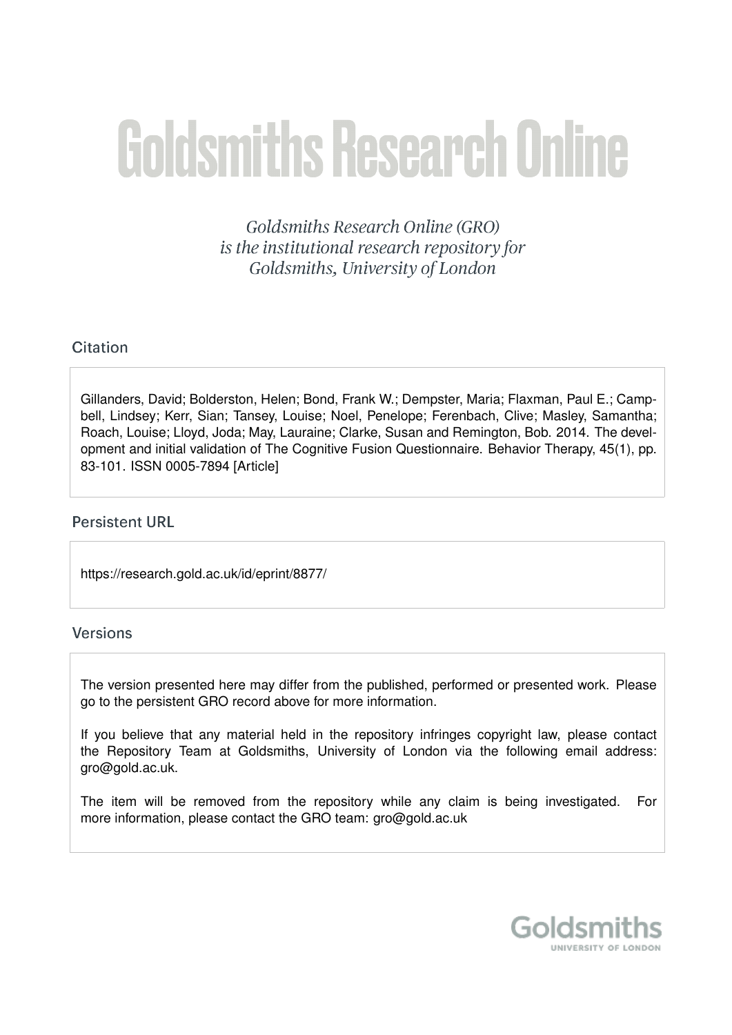# Goldsmiths Research Online

*Goldsmiths Research Online (GRO) is the institutional research repository for Goldsmiths, University of London*

## Citation

Gillanders, David; Bolderston, Helen; Bond, Frank W.; Dempster, Maria; Flaxman, Paul E.; Campbell, Lindsey; Kerr, Sian; Tansey, Louise; Noel, Penelope; Ferenbach, Clive; Masley, Samantha; Roach, Louise; Lloyd, Joda; May, Lauraine; Clarke, Susan and Remington, Bob. 2014. The development and initial validation of The Cognitive Fusion Questionnaire. Behavior Therapy, 45(1), pp. 83-101. ISSN 0005-7894 [Article]

## Persistent URL

https://research.gold.ac.uk/id/eprint/8877/

## Versions

The version presented here may differ from the published, performed or presented work. Please go to the persistent GRO record above for more information.

If you believe that any material held in the repository infringes copyright law, please contact the Repository Team at Goldsmiths, University of London via the following email address: gro@gold.ac.uk.

The item will be removed from the repository while any claim is being investigated. For more information, please contact the GRO team: gro@gold.ac.uk

Goldsmiths
UNIVERSITY OF LONDON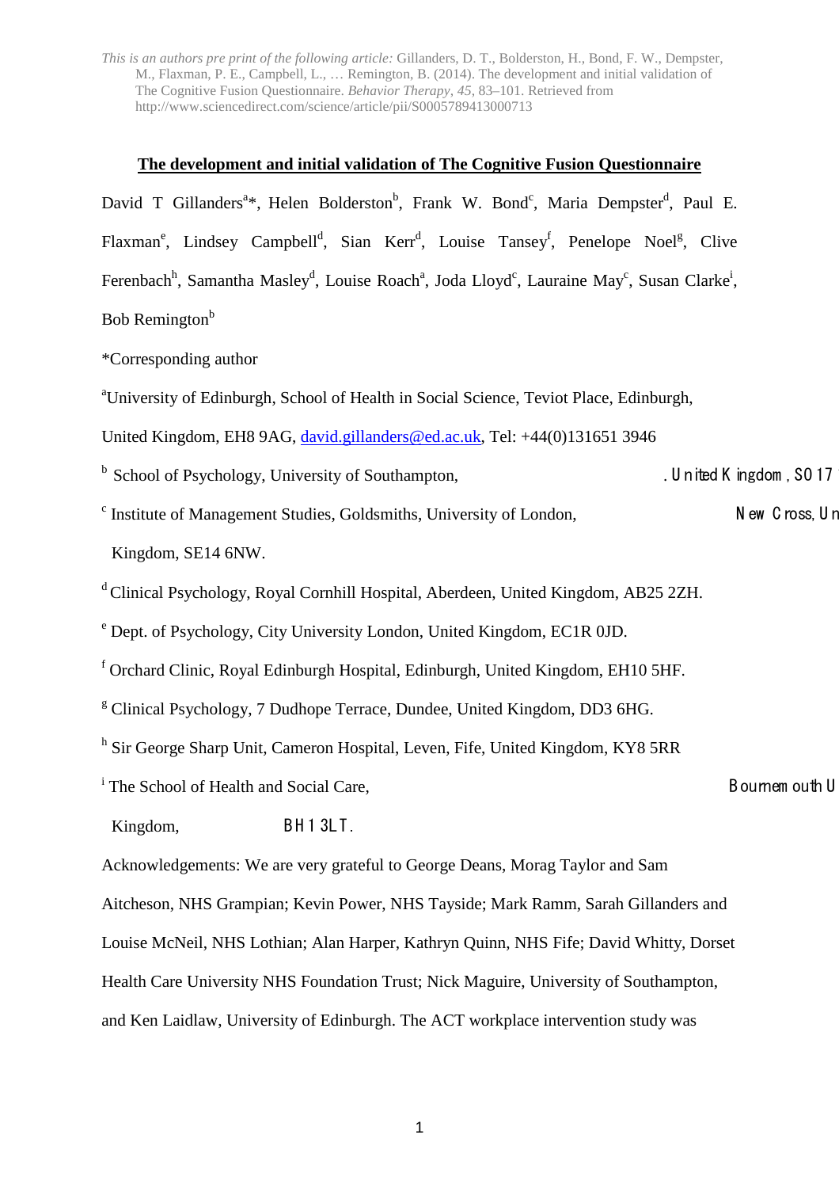*This is an authors pre print of the following article:* Gillanders, D. T., Bolderston, H., Bond, F. W., Dempster, M., Flaxman, P. E., Campbell, L., … Remington, B. (2014). The development and initial validation of The Cognitive Fusion Questionnaire. *Behavior Therapy*, *45*, 83–101. Retrieved from http://www.sciencedirect.com/science/article/pii/S0005789413000713

# The development and initial validation of The Cognitive Fusion Questionnaire

David T Gillanders[a]*, Helen Bolderston[b], Frank W. Bond[c], Maria Dempster[d], Paul E. Flaxman[e], Lindsey Campbell[d], Sian Kerr[d], Louise Tansey[f], Penelope Noel[g], Clive Ferenbach[h], Samantha Masley[d], Louise Roach[a], Joda Lloyd[c], Lauraine May[c], Susan Clarke[i], Bob Remington[b]

*Corresponding author

[a]University of Edinburgh, School of Health in Social Science, Teviot Place, Edinburgh, United Kingdom, EH8 9AG, david.gillanders@ed.ac.uk, Tel: +44(0)131651 3946

[b] School of Psychology, University of Southampton, . United Kingdom, SO17

[c] Institute of Management Studies, Goldsmiths, University of London, New Cross, United Kingdom, SE14 6NW.

[d] Clinical Psychology, Royal Cornhill Hospital, Aberdeen, United Kingdom, AB25 2ZH.

[e] Dept. of Psychology, City University London, United Kingdom, EC1R 0JD.

[f] Orchard Clinic, Royal Edinburgh Hospital, Edinburgh, United Kingdom, EH10 5HF.

[g] Clinical Psychology, 7 Dudhope Terrace, Dundee, United Kingdom, DD3 6HG.

[h] Sir George Sharp Unit, Cameron Hospital, Leven, Fife, United Kingdom, KY8 5RR

[i] The School of Health and Social Care, Bournemouth University, United Kingdom, BH1 3LT.

Acknowledgements: We are very grateful to George Deans, Morag Taylor and Sam Aitcheson, NHS Grampian; Kevin Power, NHS Tayside; Mark Ramm, Sarah Gillanders and Louise McNeil, NHS Lothian; Alan Harper, Kathryn Quinn, NHS Fife; David Whitty, Dorset Health Care University NHS Foundation Trust; Nick Maguire, University of Southampton, and Ken Laidlaw, University of Edinburgh. The ACT workplace intervention study was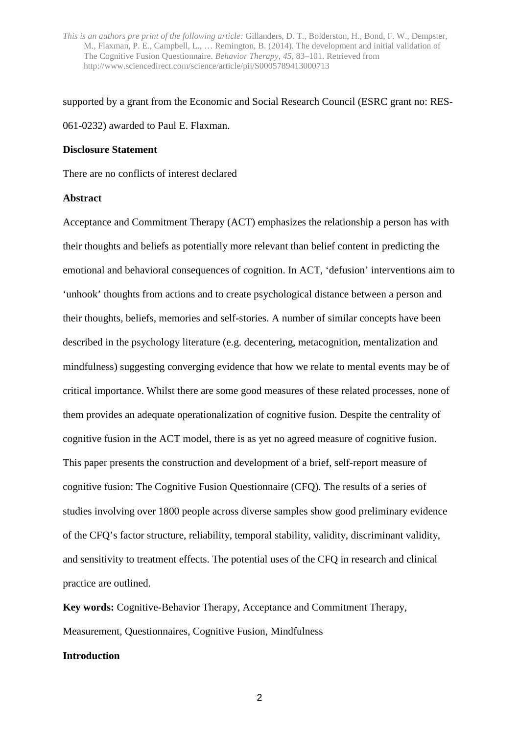supported by a grant from the Economic and Social Research Council (ESRC grant no: RES-061-0232) awarded to Paul E. Flaxman.

**Disclosure Statement**

There are no conflicts of interest declared

**Abstract**

Acceptance and Commitment Therapy (ACT) emphasizes the relationship a person has with their thoughts and beliefs as potentially more relevant than belief content in predicting the emotional and behavioral consequences of cognition. In ACT, 'defusion' interventions aim to 'unhook' thoughts from actions and to create psychological distance between a person and their thoughts, beliefs, memories and self-stories. A number of similar concepts have been described in the psychology literature (e.g. decentering, metacognition, mentalization and mindfulness) suggesting converging evidence that how we relate to mental events may be of critical importance. Whilst there are some good measures of these related processes, none of them provides an adequate operationalization of cognitive fusion. Despite the centrality of cognitive fusion in the ACT model, there is as yet no agreed measure of cognitive fusion. This paper presents the construction and development of a brief, self-report measure of cognitive fusion: The Cognitive Fusion Questionnaire (CFQ). The results of a series of studies involving over 1800 people across diverse samples show good preliminary evidence of the CFQ's factor structure, reliability, temporal stability, validity, discriminant validity, and sensitivity to treatment effects. The potential uses of the CFQ in research and clinical practice are outlined.

**Key words:** Cognitive-Behavior Therapy, Acceptance and Commitment Therapy, Measurement, Questionnaires, Cognitive Fusion, Mindfulness

**Introduction**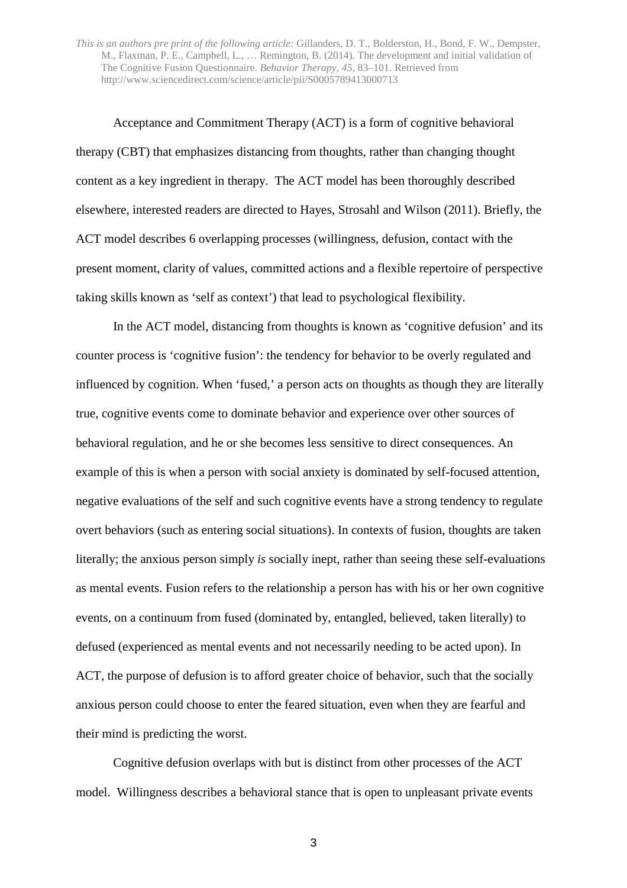Acceptance and Commitment Therapy (ACT) is a form of cognitive behavioral therapy (CBT) that emphasizes distancing from thoughts, rather than changing thought content as a key ingredient in therapy. The ACT model has been thoroughly described elsewhere, interested readers are directed to Hayes, Strosahl and Wilson (2011). Briefly, the ACT model describes 6 overlapping processes (willingness, defusion, contact with the present moment, clarity of values, committed actions and a flexible repertoire of perspective taking skills known as 'self as context') that lead to psychological flexibility.

In the ACT model, distancing from thoughts is known as 'cognitive defusion' and its counter process is 'cognitive fusion': the tendency for behavior to be overly regulated and influenced by cognition. When 'fused,' a person acts on thoughts as though they are literally true, cognitive events come to dominate behavior and experience over other sources of behavioral regulation, and he or she becomes less sensitive to direct consequences. An example of this is when a person with social anxiety is dominated by self-focused attention, negative evaluations of the self and such cognitive events have a strong tendency to regulate overt behaviors (such as entering social situations). In contexts of fusion, thoughts are taken literally; the anxious person simply *is* socially inept, rather than seeing these self-evaluations as mental events. Fusion refers to the relationship a person has with his or her own cognitive events, on a continuum from fused (dominated by, entangled, believed, taken literally) to defused (experienced as mental events and not necessarily needing to be acted upon). In ACT, the purpose of defusion is to afford greater choice of behavior, such that the socially anxious person could choose to enter the feared situation, even when they are fearful and their mind is predicting the worst.

Cognitive defusion overlaps with but is distinct from other processes of the ACT model. Willingness describes a behavioral stance that is open to unpleasant private events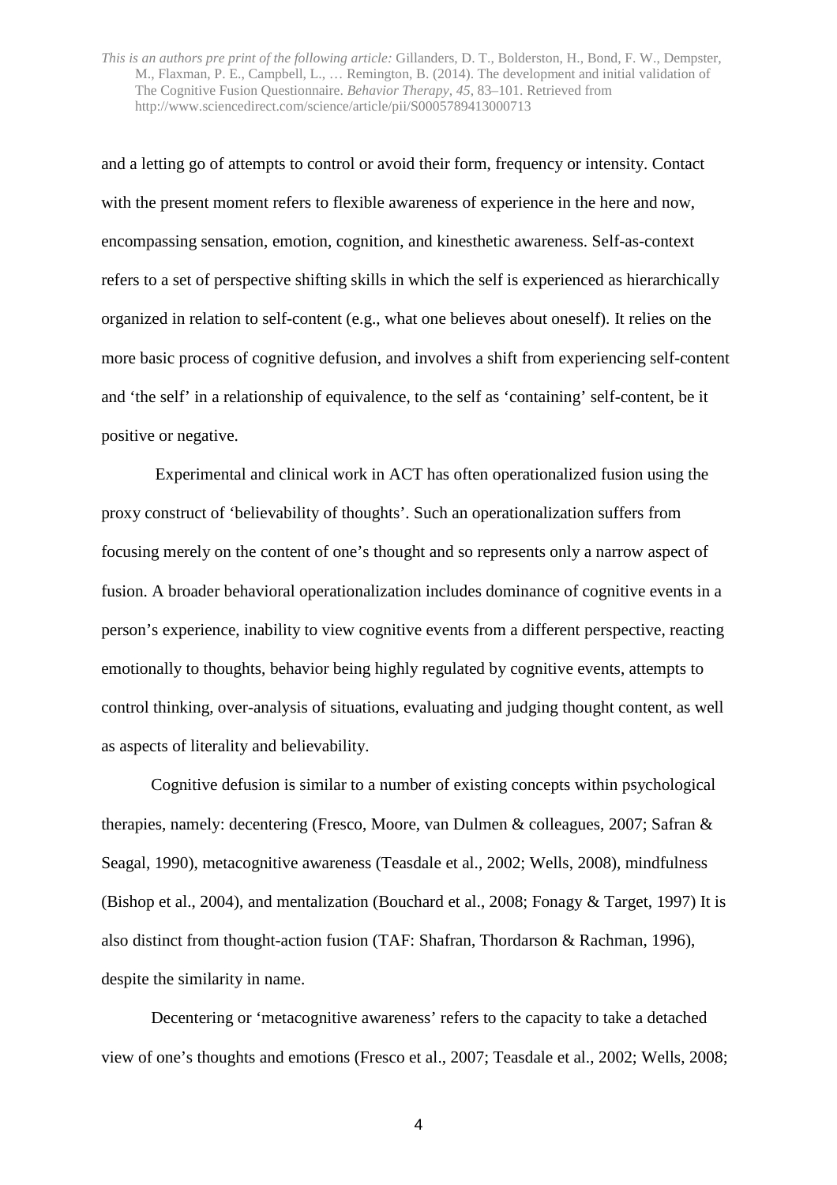and a letting go of attempts to control or avoid their form, frequency or intensity. Contact with the present moment refers to flexible awareness of experience in the here and now, encompassing sensation, emotion, cognition, and kinesthetic awareness. Self-as-context refers to a set of perspective shifting skills in which the self is experienced as hierarchically organized in relation to self-content (e.g., what one believes about oneself). It relies on the more basic process of cognitive defusion, and involves a shift from experiencing self-content and 'the self' in a relationship of equivalence, to the self as 'containing' self-content, be it positive or negative.

Experimental and clinical work in ACT has often operationalized fusion using the proxy construct of 'believability of thoughts'. Such an operationalization suffers from focusing merely on the content of one's thought and so represents only a narrow aspect of fusion. A broader behavioral operationalization includes dominance of cognitive events in a person's experience, inability to view cognitive events from a different perspective, reacting emotionally to thoughts, behavior being highly regulated by cognitive events, attempts to control thinking, over-analysis of situations, evaluating and judging thought content, as well as aspects of literality and believability.

Cognitive defusion is similar to a number of existing concepts within psychological therapies, namely: decentering (Fresco, Moore, van Dulmen & colleagues, 2007; Safran & Seagal, 1990), metacognitive awareness (Teasdale et al., 2002; Wells, 2008), mindfulness (Bishop et al., 2004), and mentalization (Bouchard et al., 2008; Fonagy & Target, 1997) It is also distinct from thought-action fusion (TAF: Shafran, Thordarson & Rachman, 1996), despite the similarity in name.

Decentering or 'metacognitive awareness' refers to the capacity to take a detached view of one's thoughts and emotions (Fresco et al., 2007; Teasdale et al., 2002; Wells, 2008;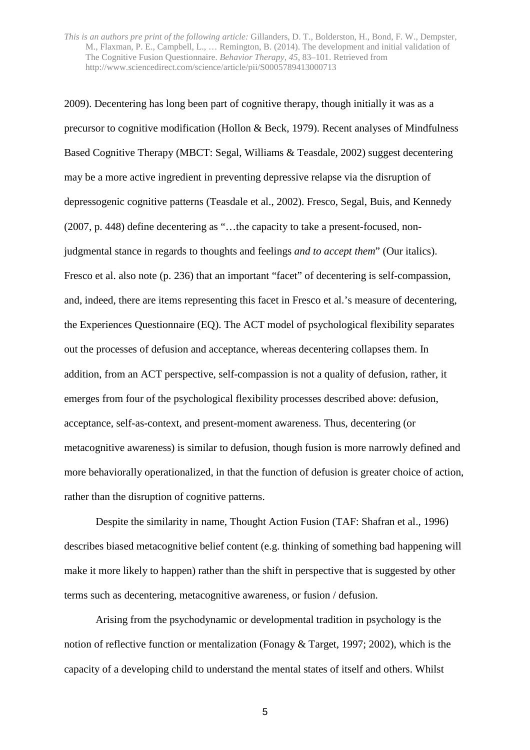2009). Decentering has long been part of cognitive therapy, though initially it was as a precursor to cognitive modification (Hollon & Beck, 1979). Recent analyses of Mindfulness Based Cognitive Therapy (MBCT: Segal, Williams & Teasdale, 2002) suggest decentering may be a more active ingredient in preventing depressive relapse via the disruption of depressogenic cognitive patterns (Teasdale et al., 2002). Fresco, Segal, Buis, and Kennedy (2007, p. 448) define decentering as "…the capacity to take a present-focused, non-judgmental stance in regards to thoughts and feelings *and to accept them*" (Our italics). Fresco et al. also note (p. 236) that an important "facet" of decentering is self-compassion, and, indeed, there are items representing this facet in Fresco et al.'s measure of decentering, the Experiences Questionnaire (EQ). The ACT model of psychological flexibility separates out the processes of defusion and acceptance, whereas decentering collapses them. In addition, from an ACT perspective, self-compassion is not a quality of defusion, rather, it emerges from four of the psychological flexibility processes described above: defusion, acceptance, self-as-context, and present-moment awareness. Thus, decentering (or metacognitive awareness) is similar to defusion, though fusion is more narrowly defined and more behaviorally operationalized, in that the function of defusion is greater choice of action, rather than the disruption of cognitive patterns.

Despite the similarity in name, Thought Action Fusion (TAF: Shafran et al., 1996) describes biased metacognitive belief content (e.g. thinking of something bad happening will make it more likely to happen) rather than the shift in perspective that is suggested by other terms such as decentering, metacognitive awareness, or fusion / defusion.

Arising from the psychodynamic or developmental tradition in psychology is the notion of reflective function or mentalization (Fonagy & Target, 1997; 2002), which is the capacity of a developing child to understand the mental states of itself and others. Whilst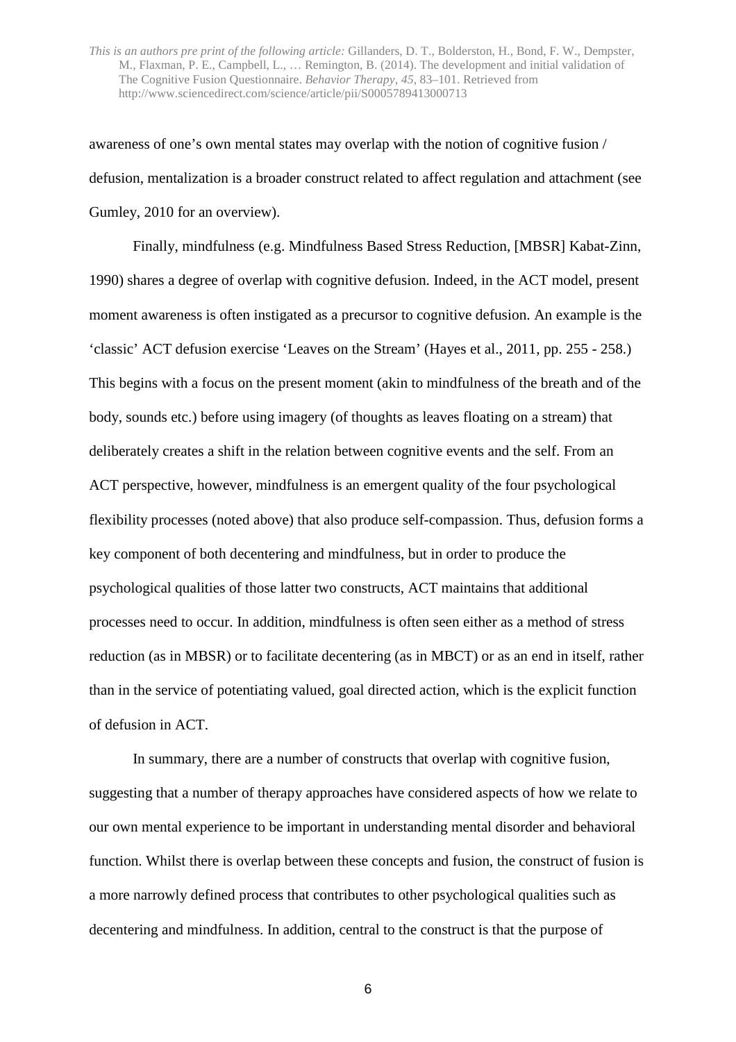awareness of one's own mental states may overlap with the notion of cognitive fusion / defusion, mentalization is a broader construct related to affect regulation and attachment (see Gumley, 2010 for an overview).

Finally, mindfulness (e.g. Mindfulness Based Stress Reduction, [MBSR] Kabat-Zinn, 1990) shares a degree of overlap with cognitive defusion. Indeed, in the ACT model, present moment awareness is often instigated as a precursor to cognitive defusion. An example is the 'classic' ACT defusion exercise 'Leaves on the Stream' (Hayes et al., 2011, pp. 255 - 258.) This begins with a focus on the present moment (akin to mindfulness of the breath and of the body, sounds etc.) before using imagery (of thoughts as leaves floating on a stream) that deliberately creates a shift in the relation between cognitive events and the self. From an ACT perspective, however, mindfulness is an emergent quality of the four psychological flexibility processes (noted above) that also produce self-compassion. Thus, defusion forms a key component of both decentering and mindfulness, but in order to produce the psychological qualities of those latter two constructs, ACT maintains that additional processes need to occur. In addition, mindfulness is often seen either as a method of stress reduction (as in MBSR) or to facilitate decentering (as in MBCT) or as an end in itself, rather than in the service of potentiating valued, goal directed action, which is the explicit function of defusion in ACT.

In summary, there are a number of constructs that overlap with cognitive fusion, suggesting that a number of therapy approaches have considered aspects of how we relate to our own mental experience to be important in understanding mental disorder and behavioral function. Whilst there is overlap between these concepts and fusion, the construct of fusion is a more narrowly defined process that contributes to other psychological qualities such as decentering and mindfulness. In addition, central to the construct is that the purpose of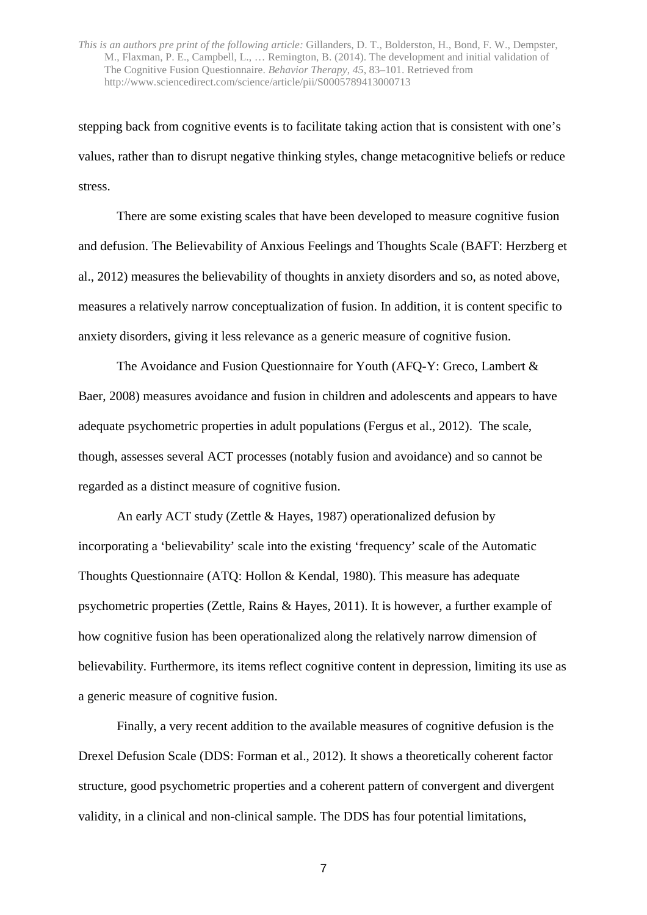stepping back from cognitive events is to facilitate taking action that is consistent with one's values, rather than to disrupt negative thinking styles, change metacognitive beliefs or reduce stress.

There are some existing scales that have been developed to measure cognitive fusion and defusion. The Believability of Anxious Feelings and Thoughts Scale (BAFT: Herzberg et al., 2012) measures the believability of thoughts in anxiety disorders and so, as noted above, measures a relatively narrow conceptualization of fusion. In addition, it is content specific to anxiety disorders, giving it less relevance as a generic measure of cognitive fusion.

The Avoidance and Fusion Questionnaire for Youth (AFQ-Y: Greco, Lambert & Baer, 2008) measures avoidance and fusion in children and adolescents and appears to have adequate psychometric properties in adult populations (Fergus et al., 2012). The scale, though, assesses several ACT processes (notably fusion and avoidance) and so cannot be regarded as a distinct measure of cognitive fusion.

An early ACT study (Zettle & Hayes, 1987) operationalized defusion by incorporating a 'believability' scale into the existing 'frequency' scale of the Automatic Thoughts Questionnaire (ATQ: Hollon & Kendal, 1980). This measure has adequate psychometric properties (Zettle, Rains & Hayes, 2011). It is however, a further example of how cognitive fusion has been operationalized along the relatively narrow dimension of believability. Furthermore, its items reflect cognitive content in depression, limiting its use as a generic measure of cognitive fusion.

Finally, a very recent addition to the available measures of cognitive defusion is the Drexel Defusion Scale (DDS: Forman et al., 2012). It shows a theoretically coherent factor structure, good psychometric properties and a coherent pattern of convergent and divergent validity, in a clinical and non-clinical sample. The DDS has four potential limitations,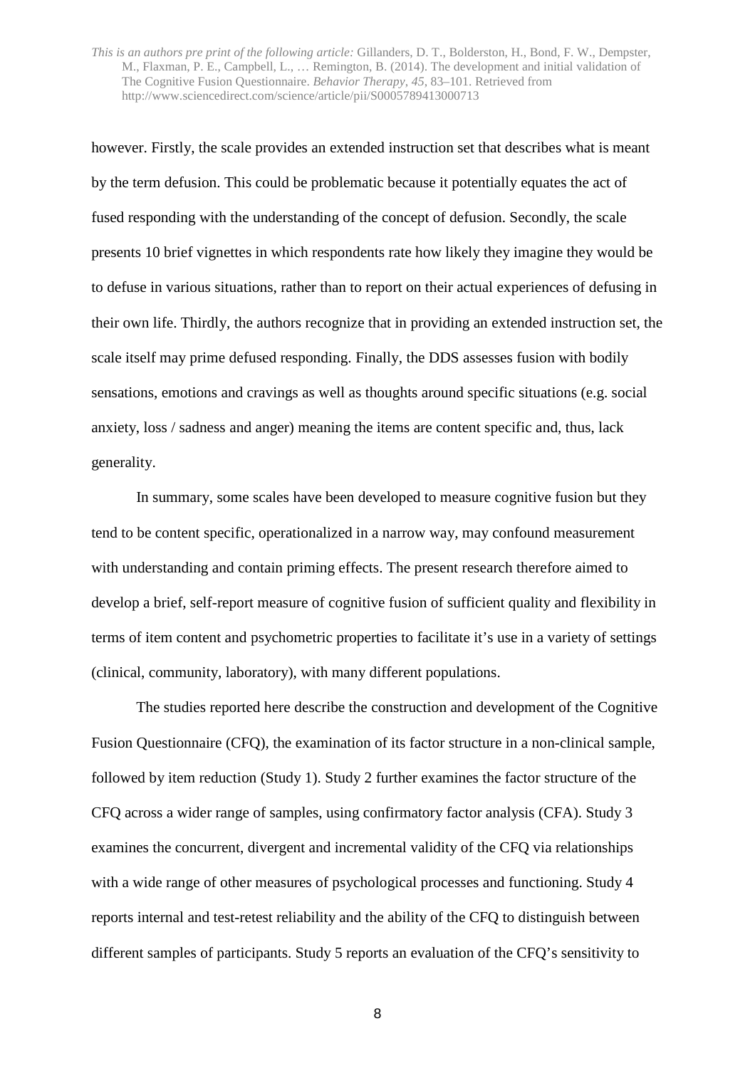however. Firstly, the scale provides an extended instruction set that describes what is meant by the term defusion. This could be problematic because it potentially equates the act of fused responding with the understanding of the concept of defusion. Secondly, the scale presents 10 brief vignettes in which respondents rate how likely they imagine they would be to defuse in various situations, rather than to report on their actual experiences of defusing in their own life. Thirdly, the authors recognize that in providing an extended instruction set, the scale itself may prime defused responding. Finally, the DDS assesses fusion with bodily sensations, emotions and cravings as well as thoughts around specific situations (e.g. social anxiety, loss / sadness and anger) meaning the items are content specific and, thus, lack generality.

In summary, some scales have been developed to measure cognitive fusion but they tend to be content specific, operationalized in a narrow way, may confound measurement with understanding and contain priming effects. The present research therefore aimed to develop a brief, self-report measure of cognitive fusion of sufficient quality and flexibility in terms of item content and psychometric properties to facilitate it's use in a variety of settings (clinical, community, laboratory), with many different populations.

The studies reported here describe the construction and development of the Cognitive Fusion Questionnaire (CFQ), the examination of its factor structure in a non-clinical sample, followed by item reduction (Study 1). Study 2 further examines the factor structure of the CFQ across a wider range of samples, using confirmatory factor analysis (CFA). Study 3 examines the concurrent, divergent and incremental validity of the CFQ via relationships with a wide range of other measures of psychological processes and functioning. Study 4 reports internal and test-retest reliability and the ability of the CFQ to distinguish between different samples of participants. Study 5 reports an evaluation of the CFQ's sensitivity to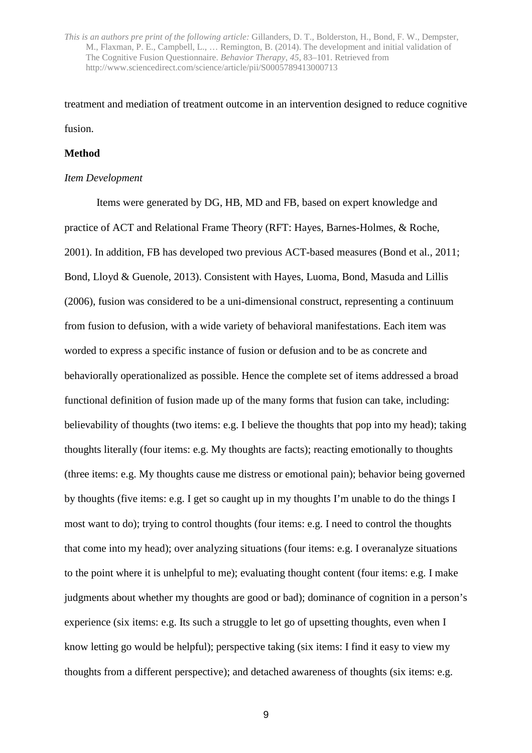treatment and mediation of treatment outcome in an intervention designed to reduce cognitive fusion.

**Method**

*Item Development*

Items were generated by DG, HB, MD and FB, based on expert knowledge and practice of ACT and Relational Frame Theory (RFT: Hayes, Barnes-Holmes, & Roche, 2001). In addition, FB has developed two previous ACT-based measures (Bond et al., 2011; Bond, Lloyd & Guenole, 2013). Consistent with Hayes, Luoma, Bond, Masuda and Lillis (2006), fusion was considered to be a uni-dimensional construct, representing a continuum from fusion to defusion, with a wide variety of behavioral manifestations. Each item was worded to express a specific instance of fusion or defusion and to be as concrete and behaviorally operationalized as possible. Hence the complete set of items addressed a broad functional definition of fusion made up of the many forms that fusion can take, including: believability of thoughts (two items: e.g. I believe the thoughts that pop into my head); taking thoughts literally (four items: e.g. My thoughts are facts); reacting emotionally to thoughts (three items: e.g. My thoughts cause me distress or emotional pain); behavior being governed by thoughts (five items: e.g. I get so caught up in my thoughts I'm unable to do the things I most want to do); trying to control thoughts (four items: e.g. I need to control the thoughts that come into my head); over analyzing situations (four items: e.g. I overanalyze situations to the point where it is unhelpful to me); evaluating thought content (four items: e.g. I make judgments about whether my thoughts are good or bad); dominance of cognition in a person's experience (six items: e.g. Its such a struggle to let go of upsetting thoughts, even when I know letting go would be helpful); perspective taking (six items: I find it easy to view my thoughts from a different perspective); and detached awareness of thoughts (six items: e.g.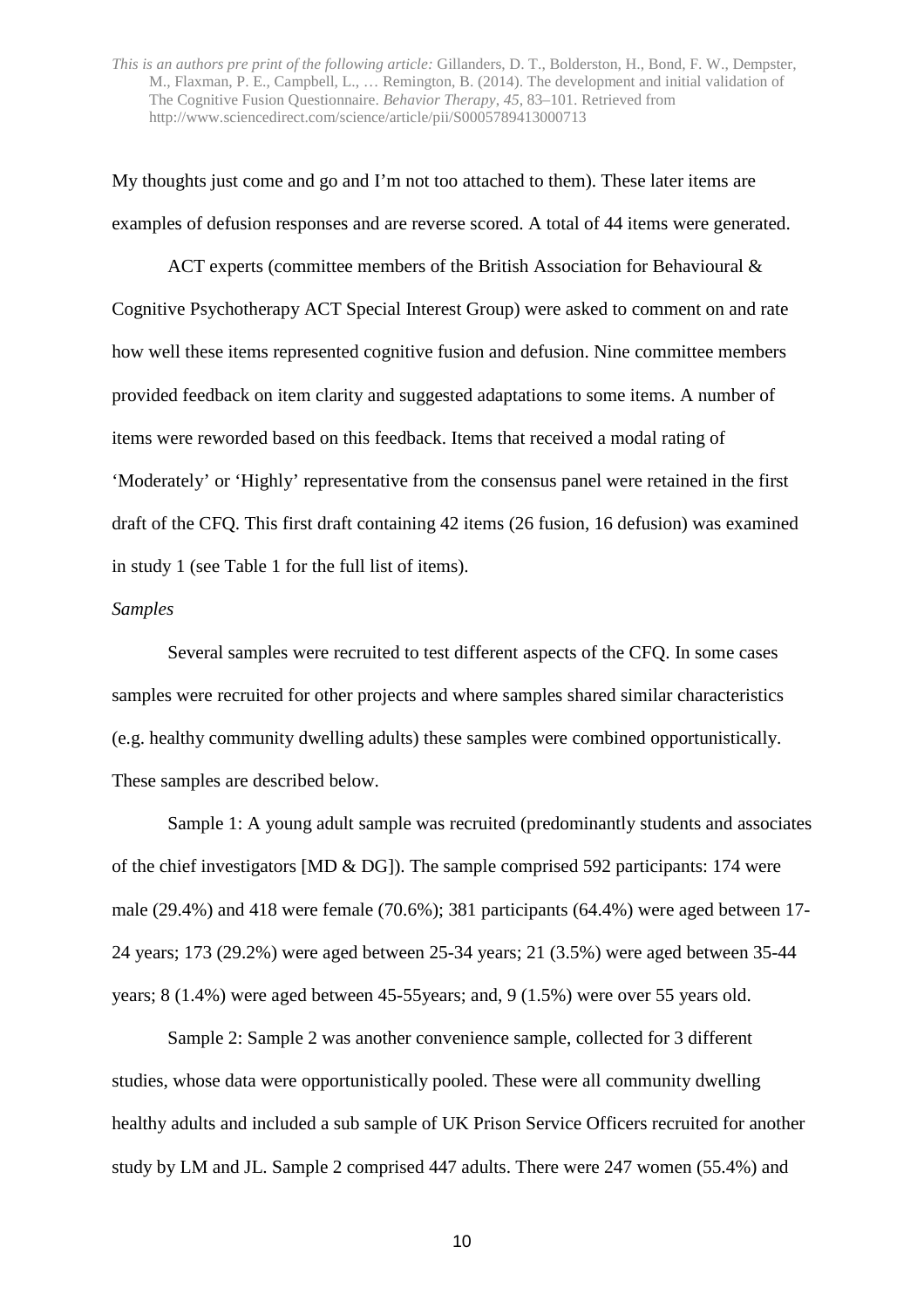My thoughts just come and go and I'm not too attached to them). These later items are examples of defusion responses and are reverse scored. A total of 44 items were generated.

ACT experts (committee members of the British Association for Behavioural & Cognitive Psychotherapy ACT Special Interest Group) were asked to comment on and rate how well these items represented cognitive fusion and defusion. Nine committee members provided feedback on item clarity and suggested adaptations to some items. A number of items were reworded based on this feedback. Items that received a modal rating of 'Moderately' or 'Highly' representative from the consensus panel were retained in the first draft of the CFQ. This first draft containing 42 items (26 fusion, 16 defusion) was examined in study 1 (see Table 1 for the full list of items).

*Samples*

Several samples were recruited to test different aspects of the CFQ. In some cases samples were recruited for other projects and where samples shared similar characteristics (e.g. healthy community dwelling adults) these samples were combined opportunistically. These samples are described below.

Sample 1: A young adult sample was recruited (predominantly students and associates of the chief investigators [MD & DG]). The sample comprised 592 participants: 174 were male (29.4%) and 418 were female (70.6%); 381 participants (64.4%) were aged between 17-24 years; 173 (29.2%) were aged between 25-34 years; 21 (3.5%) were aged between 35-44 years; 8 (1.4%) were aged between 45-55years; and, 9 (1.5%) were over 55 years old.

Sample 2: Sample 2 was another convenience sample, collected for 3 different studies, whose data were opportunistically pooled. These were all community dwelling healthy adults and included a sub sample of UK Prison Service Officers recruited for another study by LM and JL. Sample 2 comprised 447 adults. There were 247 women (55.4%) and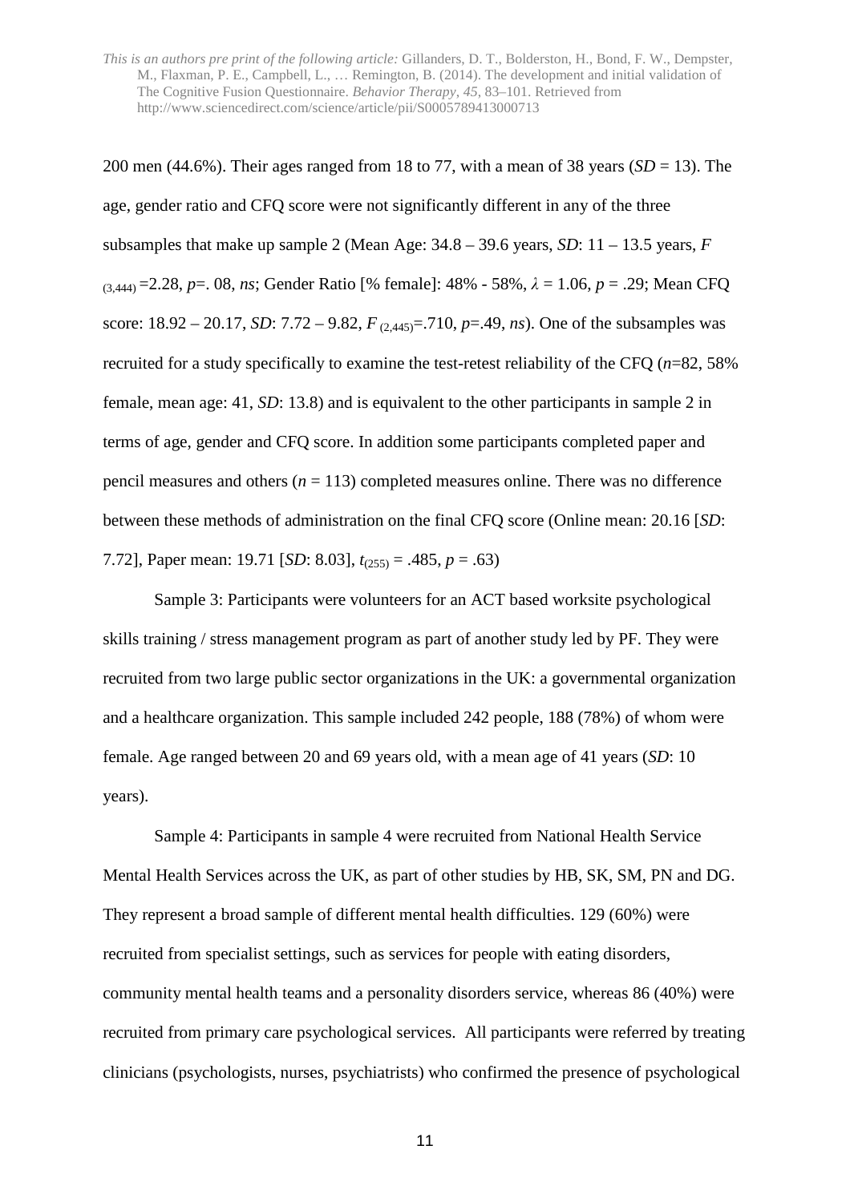200 men (44.6%). Their ages ranged from 18 to 77, with a mean of 38 years ($SD$ = 13). The age, gender ratio and CFQ score were not significantly different in any of the three subsamples that make up sample 2 (Mean Age: 34.8 – 39.6 years, $SD$: 11 – 13.5 years, $F_{(3,444)}$ =2.28, $p$=. 08, *ns*; Gender Ratio [% female]: 48% - 58%, $\lambda$ = 1.06, $p$ = .29; Mean CFQ score: 18.92 – 20.17, $SD$: 7.72 – 9.82, $F_{(2,445)}$=.710, $p$=.49, *ns*). One of the subsamples was recruited for a study specifically to examine the test-retest reliability of the CFQ ($n$=82, 58% female, mean age: 41, $SD$: 13.8) and is equivalent to the other participants in sample 2 in terms of age, gender and CFQ score. In addition some participants completed paper and pencil measures and others ($n$ = 113) completed measures online. There was no difference between these methods of administration on the final CFQ score (Online mean: 20.16 [$SD$: 7.72], Paper mean: 19.71 [$SD$: 8.03], $t_{(255)}$ = .485, $p$ = .63)

Sample 3: Participants were volunteers for an ACT based worksite psychological skills training / stress management program as part of another study led by PF. They were recruited from two large public sector organizations in the UK: a governmental organization and a healthcare organization. This sample included 242 people, 188 (78%) of whom were female. Age ranged between 20 and 69 years old, with a mean age of 41 years ($SD$: 10 years).

Sample 4: Participants in sample 4 were recruited from National Health Service Mental Health Services across the UK, as part of other studies by HB, SK, SM, PN and DG. They represent a broad sample of different mental health difficulties. 129 (60%) were recruited from specialist settings, such as services for people with eating disorders, community mental health teams and a personality disorders service, whereas 86 (40%) were recruited from primary care psychological services. All participants were referred by treating clinicians (psychologists, nurses, psychiatrists) who confirmed the presence of psychological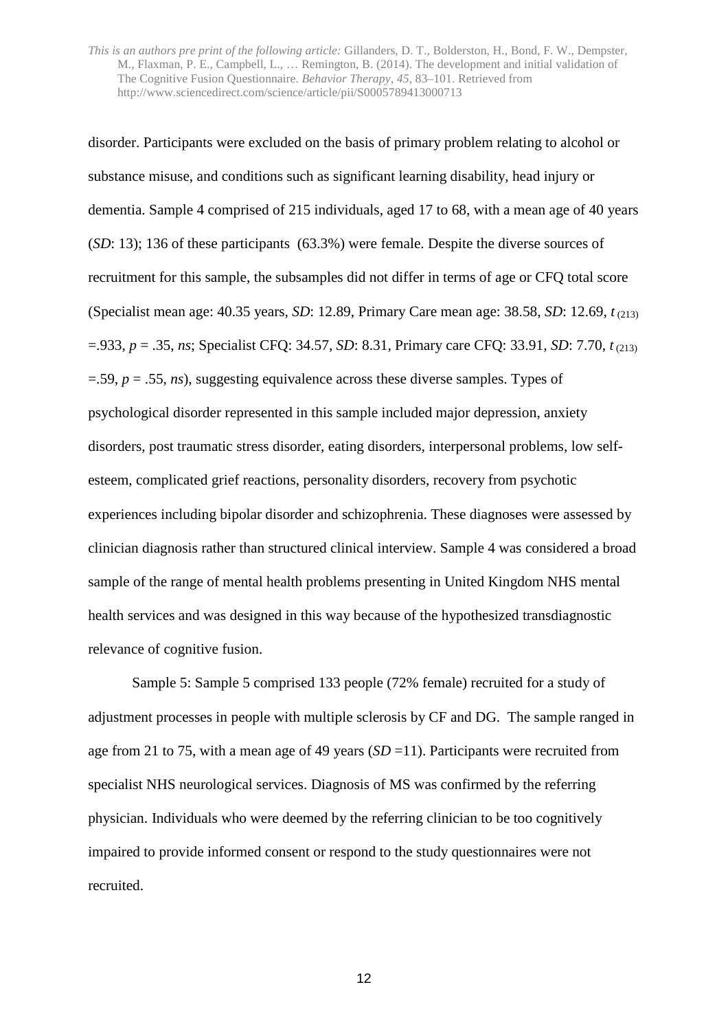disorder. Participants were excluded on the basis of primary problem relating to alcohol or substance misuse, and conditions such as significant learning disability, head injury or dementia. Sample 4 comprised of 215 individuals, aged 17 to 68, with a mean age of 40 years (*SD*: 13); 136 of these participants (63.3%) were female. Despite the diverse sources of recruitment for this sample, the subsamples did not differ in terms of age or CFQ total score (Specialist mean age: 40.35 years, *SD*: 12.89, Primary Care mean age: 38.58, *SD*: 12.69, $t_{(213)}$ =.933, $p$ = .35, *ns*; Specialist CFQ: 34.57, *SD*: 8.31, Primary care CFQ: 33.91, *SD*: 7.70, $t_{(213)}$ =.59, $p$ = .55, *ns*), suggesting equivalence across these diverse samples. Types of psychological disorder represented in this sample included major depression, anxiety disorders, post traumatic stress disorder, eating disorders, interpersonal problems, low self-esteem, complicated grief reactions, personality disorders, recovery from psychotic experiences including bipolar disorder and schizophrenia. These diagnoses were assessed by clinician diagnosis rather than structured clinical interview. Sample 4 was considered a broad sample of the range of mental health problems presenting in United Kingdom NHS mental health services and was designed in this way because of the hypothesized transdiagnostic relevance of cognitive fusion.

Sample 5: Sample 5 comprised 133 people (72% female) recruited for a study of adjustment processes in people with multiple sclerosis by CF and DG. The sample ranged in age from 21 to 75, with a mean age of 49 years (*SD* =11). Participants were recruited from specialist NHS neurological services. Diagnosis of MS was confirmed by the referring physician. Individuals who were deemed by the referring clinician to be too cognitively impaired to provide informed consent or respond to the study questionnaires were not recruited.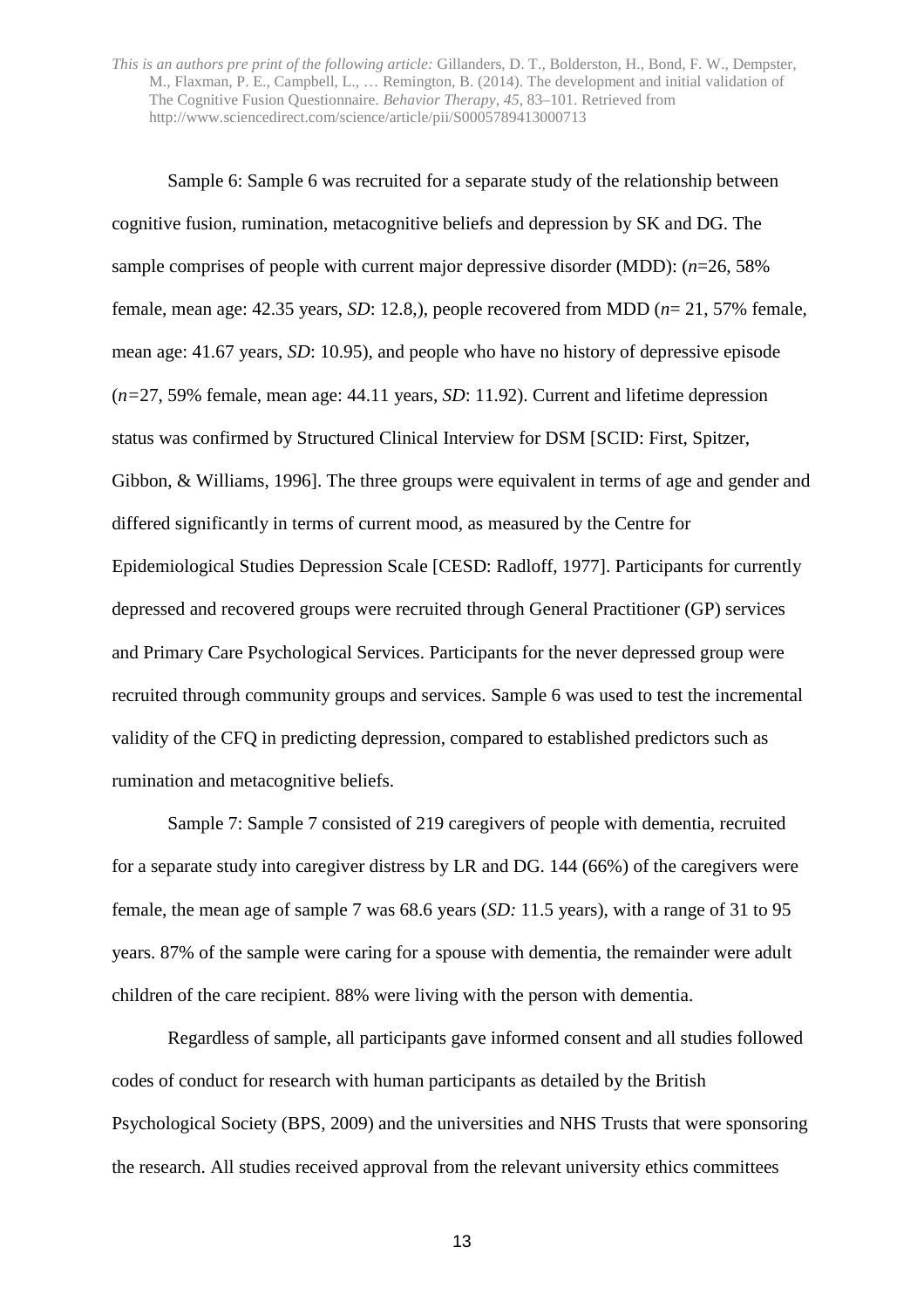Sample 6: Sample 6 was recruited for a separate study of the relationship between cognitive fusion, rumination, metacognitive beliefs and depression by SK and DG. The sample comprises of people with current major depressive disorder (MDD): (*n*=26, 58% female, mean age: 42.35 years, *SD*: 12.8,), people recovered from MDD (*n*= 21, 57% female, mean age: 41.67 years, *SD*: 10.95), and people who have no history of depressive episode (*n=*27, 59% female, mean age: 44.11 years, *SD*: 11.92). Current and lifetime depression status was confirmed by Structured Clinical Interview for DSM [SCID: First, Spitzer, Gibbon, & Williams, 1996]. The three groups were equivalent in terms of age and gender and differed significantly in terms of current mood, as measured by the Centre for Epidemiological Studies Depression Scale [CESD: Radloff, 1977]. Participants for currently depressed and recovered groups were recruited through General Practitioner (GP) services and Primary Care Psychological Services. Participants for the never depressed group were recruited through community groups and services. Sample 6 was used to test the incremental validity of the CFQ in predicting depression, compared to established predictors such as rumination and metacognitive beliefs.

Sample 7: Sample 7 consisted of 219 caregivers of people with dementia, recruited for a separate study into caregiver distress by LR and DG. 144 (66%) of the caregivers were female, the mean age of sample 7 was 68.6 years (*SD:* 11.5 years), with a range of 31 to 95 years. 87% of the sample were caring for a spouse with dementia, the remainder were adult children of the care recipient. 88% were living with the person with dementia.

Regardless of sample, all participants gave informed consent and all studies followed codes of conduct for research with human participants as detailed by the British Psychological Society (BPS, 2009) and the universities and NHS Trusts that were sponsoring the research. All studies received approval from the relevant university ethics committees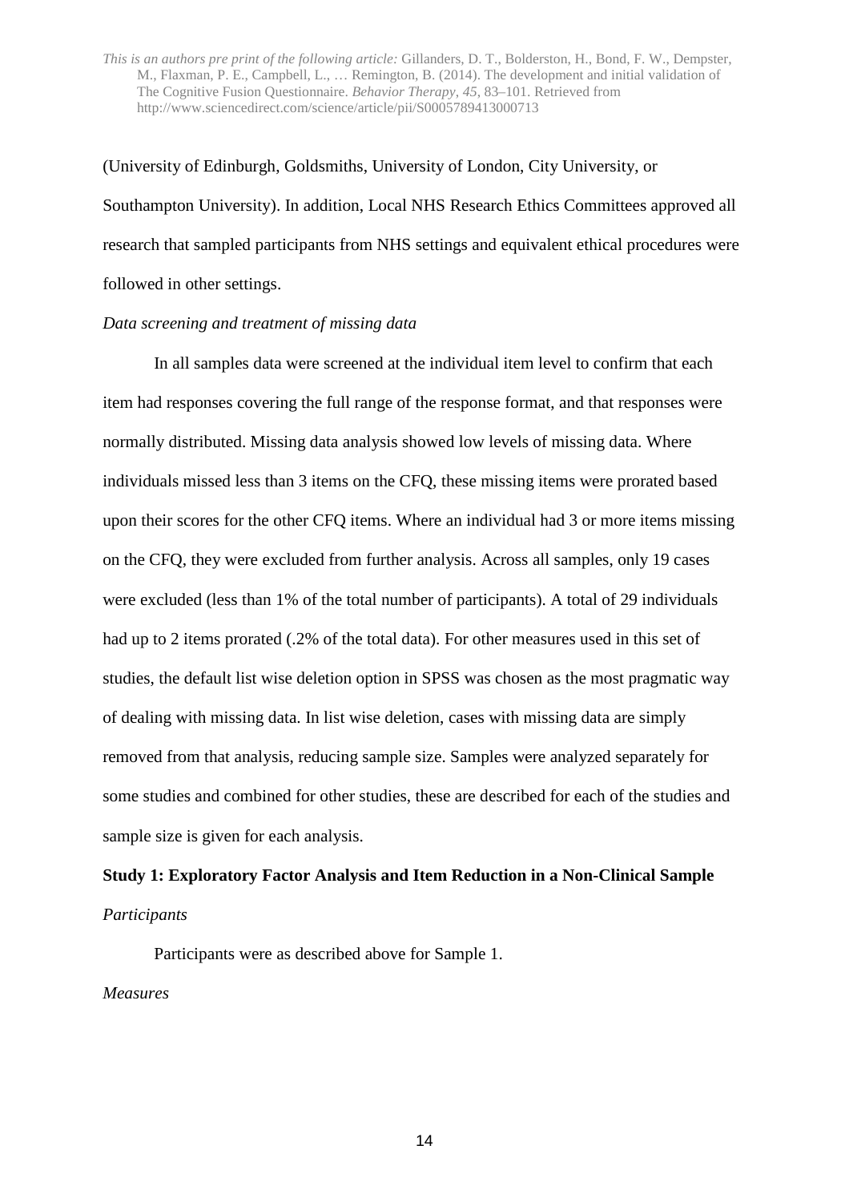(University of Edinburgh, Goldsmiths, University of London, City University, or Southampton University). In addition, Local NHS Research Ethics Committees approved all research that sampled participants from NHS settings and equivalent ethical procedures were followed in other settings.

*Data screening and treatment of missing data*

In all samples data were screened at the individual item level to confirm that each item had responses covering the full range of the response format, and that responses were normally distributed. Missing data analysis showed low levels of missing data. Where individuals missed less than 3 items on the CFQ, these missing items were prorated based upon their scores for the other CFQ items. Where an individual had 3 or more items missing on the CFQ, they were excluded from further analysis. Across all samples, only 19 cases were excluded (less than 1% of the total number of participants). A total of 29 individuals had up to 2 items prorated (.2% of the total data). For other measures used in this set of studies, the default list wise deletion option in SPSS was chosen as the most pragmatic way of dealing with missing data. In list wise deletion, cases with missing data are simply removed from that analysis, reducing sample size. Samples were analyzed separately for some studies and combined for other studies, these are described for each of the studies and sample size is given for each analysis.

**Study 1: Exploratory Factor Analysis and Item Reduction in a Non-Clinical Sample**

*Participants*

Participants were as described above for Sample 1.

*Measures*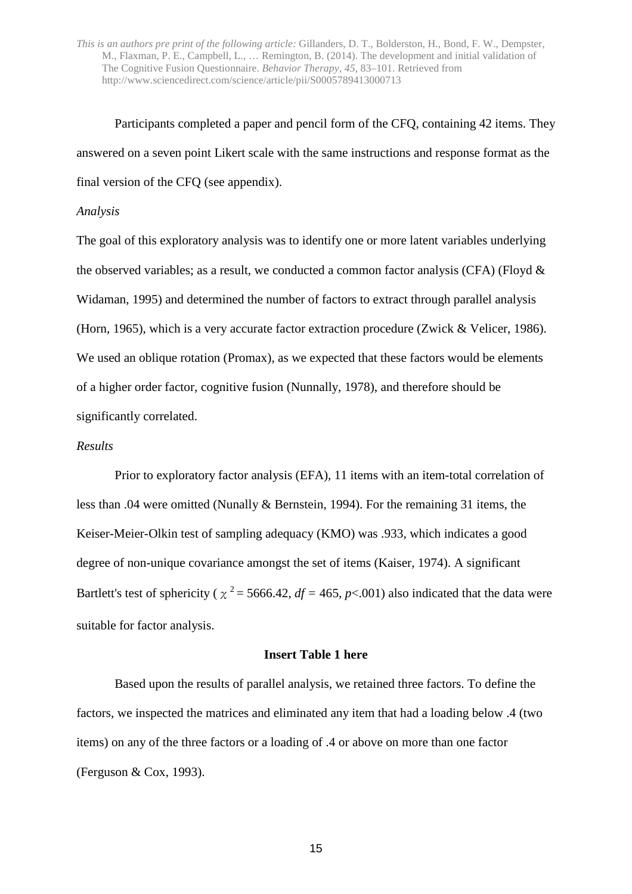Participants completed a paper and pencil form of the CFQ, containing 42 items. They answered on a seven point Likert scale with the same instructions and response format as the final version of the CFQ (see appendix).

*Analysis*

The goal of this exploratory analysis was to identify one or more latent variables underlying the observed variables; as a result, we conducted a common factor analysis (CFA) (Floyd & Widaman, 1995) and determined the number of factors to extract through parallel analysis (Horn, 1965), which is a very accurate factor extraction procedure (Zwick & Velicer, 1986). We used an oblique rotation (Promax), as we expected that these factors would be elements of a higher order factor, cognitive fusion (Nunnally, 1978), and therefore should be significantly correlated.

*Results*

Prior to exploratory factor analysis (EFA), 11 items with an item-total correlation of less than .04 were omitted (Nunally & Bernstein, 1994). For the remaining 31 items, the Keiser-Meier-Olkin test of sampling adequacy (KMO) was .933, which indicates a good degree of non-unique covariance amongst the set of items (Kaiser, 1974). A significant Bartlett's test of sphericity ( $\chi^2 = 5666.42$, $df = 465$, $p<.001$) also indicated that the data were suitable for factor analysis.

**Insert Table 1 here**

Based upon the results of parallel analysis, we retained three factors. To define the factors, we inspected the matrices and eliminated any item that had a loading below .4 (two items) on any of the three factors or a loading of .4 or above on more than one factor (Ferguson & Cox, 1993).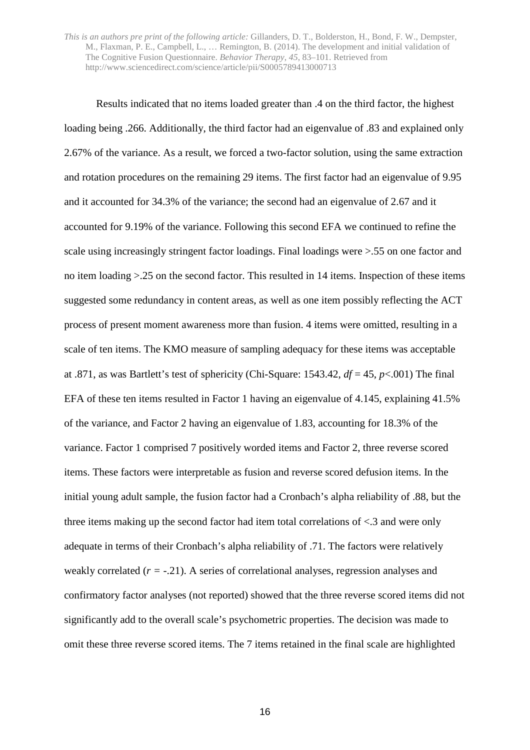Results indicated that no items loaded greater than .4 on the third factor, the highest loading being .266. Additionally, the third factor had an eigenvalue of .83 and explained only 2.67% of the variance. As a result, we forced a two-factor solution, using the same extraction and rotation procedures on the remaining 29 items. The first factor had an eigenvalue of 9.95 and it accounted for 34.3% of the variance; the second had an eigenvalue of 2.67 and it accounted for 9.19% of the variance. Following this second EFA we continued to refine the scale using increasingly stringent factor loadings. Final loadings were >.55 on one factor and no item loading >.25 on the second factor. This resulted in 14 items. Inspection of these items suggested some redundancy in content areas, as well as one item possibly reflecting the ACT process of present moment awareness more than fusion. 4 items were omitted, resulting in a scale of ten items. The KMO measure of sampling adequacy for these items was acceptable at .871, as was Bartlett's test of sphericity (Chi-Square: 1543.42, $df = 45$, $p<.001$) The final EFA of these ten items resulted in Factor 1 having an eigenvalue of 4.145, explaining 41.5% of the variance, and Factor 2 having an eigenvalue of 1.83, accounting for 18.3% of the variance. Factor 1 comprised 7 positively worded items and Factor 2, three reverse scored items. These factors were interpretable as fusion and reverse scored defusion items. In the initial young adult sample, the fusion factor had a Cronbach's alpha reliability of .88, but the three items making up the second factor had item total correlations of <.3 and were only adequate in terms of their Cronbach's alpha reliability of .71. The factors were relatively weakly correlated ($r = -.21$). A series of correlational analyses, regression analyses and confirmatory factor analyses (not reported) showed that the three reverse scored items did not significantly add to the overall scale's psychometric properties. The decision was made to omit these three reverse scored items. The 7 items retained in the final scale are highlighted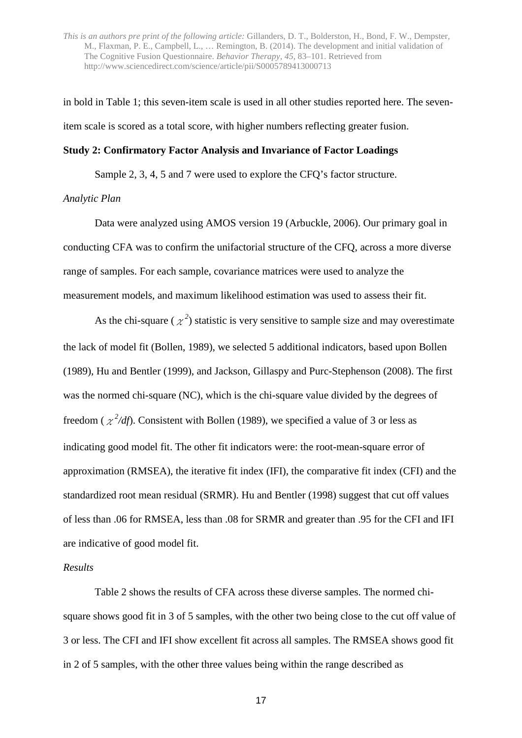in bold in Table 1; this seven-item scale is used in all other studies reported here. The seven-item scale is scored as a total score, with higher numbers reflecting greater fusion.

**Study 2: Confirmatory Factor Analysis and Invariance of Factor Loadings**

Sample 2, 3, 4, 5 and 7 were used to explore the CFQ's factor structure.

*Analytic Plan*

Data were analyzed using AMOS version 19 (Arbuckle, 2006). Our primary goal in conducting CFA was to confirm the unifactorial structure of the CFQ, across a more diverse range of samples. For each sample, covariance matrices were used to analyze the measurement models, and maximum likelihood estimation was used to assess their fit.

As the chi-square ($\chi^2$) statistic is very sensitive to sample size and may overestimate the lack of model fit (Bollen, 1989), we selected 5 additional indicators, based upon Bollen (1989), Hu and Bentler (1999), and Jackson, Gillaspy and Purc-Stephenson (2008). The first was the normed chi-square (NC), which is the chi-square value divided by the degrees of freedom ($\chi^2/df$). Consistent with Bollen (1989), we specified a value of 3 or less as indicating good model fit. The other fit indicators were: the root-mean-square error of approximation (RMSEA), the iterative fit index (IFI), the comparative fit index (CFI) and the standardized root mean residual (SRMR). Hu and Bentler (1998) suggest that cut off values of less than .06 for RMSEA, less than .08 for SRMR and greater than .95 for the CFI and IFI are indicative of good model fit.

*Results*

Table 2 shows the results of CFA across these diverse samples. The normed chi-square shows good fit in 3 of 5 samples, with the other two being close to the cut off value of 3 or less. The CFI and IFI show excellent fit across all samples. The RMSEA shows good fit in 2 of 5 samples, with the other three values being within the range described as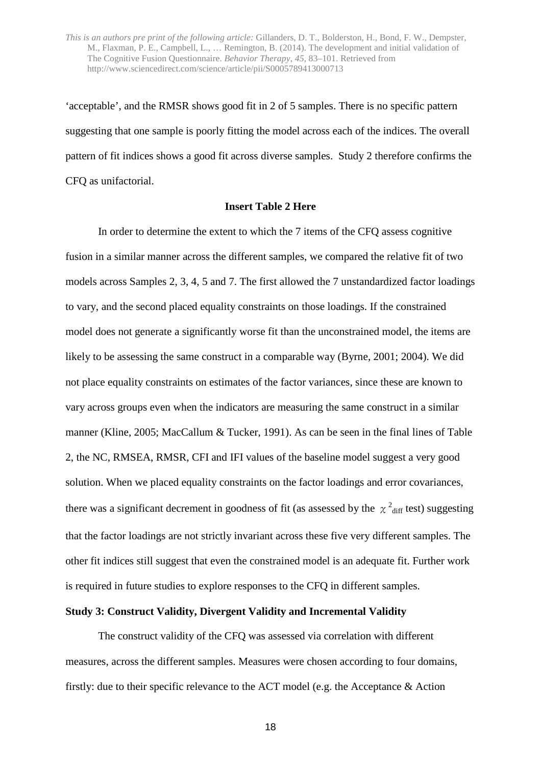'acceptable', and the RMSR shows good fit in 2 of 5 samples. There is no specific pattern suggesting that one sample is poorly fitting the model across each of the indices. The overall pattern of fit indices shows a good fit across diverse samples. Study 2 therefore confirms the CFQ as unifactorial.

**Insert Table 2 Here**

In order to determine the extent to which the 7 items of the CFQ assess cognitive fusion in a similar manner across the different samples, we compared the relative fit of two models across Samples 2, 3, 4, 5 and 7. The first allowed the 7 unstandardized factor loadings to vary, and the second placed equality constraints on those loadings. If the constrained model does not generate a significantly worse fit than the unconstrained model, the items are likely to be assessing the same construct in a comparable way (Byrne, 2001; 2004). We did not place equality constraints on estimates of the factor variances, since these are known to vary across groups even when the indicators are measuring the same construct in a similar manner (Kline, 2005; MacCallum & Tucker, 1991). As can be seen in the final lines of Table 2, the NC, RMSEA, RMSR, CFI and IFI values of the baseline model suggest a very good solution. When we placed equality constraints on the factor loadings and error covariances, there was a significant decrement in goodness of fit (as assessed by the $\chi^2_{\text{diff}}$ test) suggesting that the factor loadings are not strictly invariant across these five very different samples. The other fit indices still suggest that even the constrained model is an adequate fit. Further work is required in future studies to explore responses to the CFQ in different samples.

**Study 3: Construct Validity, Divergent Validity and Incremental Validity**

The construct validity of the CFQ was assessed via correlation with different measures, across the different samples. Measures were chosen according to four domains, firstly: due to their specific relevance to the ACT model (e.g. the Acceptance & Action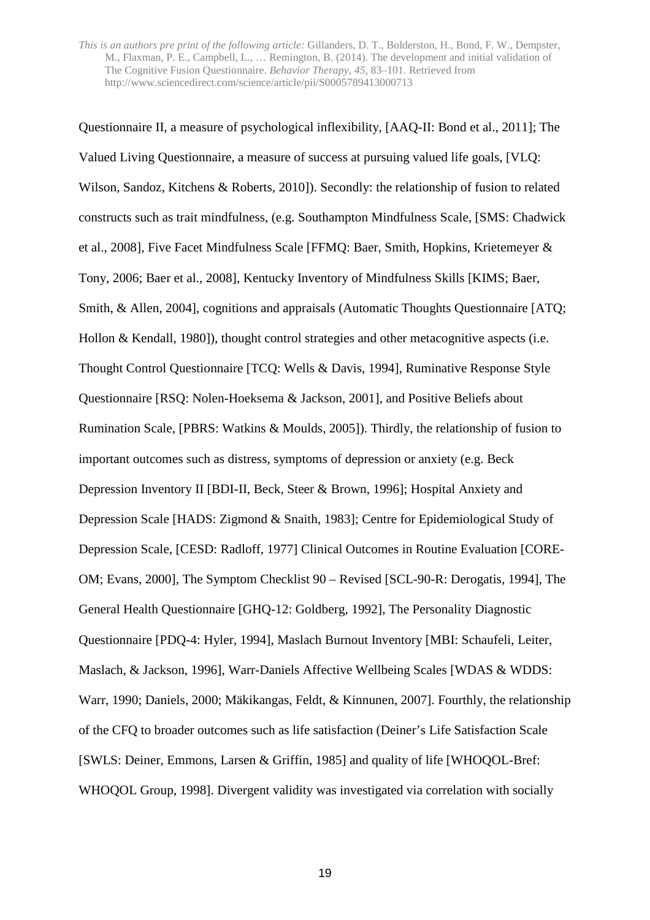Questionnaire II, a measure of psychological inflexibility, [AAQ-II: Bond et al., 2011]; The Valued Living Questionnaire, a measure of success at pursuing valued life goals, [VLQ: Wilson, Sandoz, Kitchens & Roberts, 2010]). Secondly: the relationship of fusion to related constructs such as trait mindfulness, (e.g. Southampton Mindfulness Scale, [SMS: Chadwick et al., 2008], Five Facet Mindfulness Scale [FFMQ: Baer, Smith, Hopkins, Krietemeyer & Tony, 2006; Baer et al., 2008], Kentucky Inventory of Mindfulness Skills [KIMS; Baer, Smith, & Allen, 2004], cognitions and appraisals (Automatic Thoughts Questionnaire [ATQ; Hollon & Kendall, 1980]), thought control strategies and other metacognitive aspects (i.e. Thought Control Questionnaire [TCQ: Wells & Davis, 1994], Ruminative Response Style Questionnaire [RSQ: Nolen-Hoeksema & Jackson, 2001], and Positive Beliefs about Rumination Scale, [PBRS: Watkins & Moulds, 2005]). Thirdly, the relationship of fusion to important outcomes such as distress, symptoms of depression or anxiety (e.g. Beck Depression Inventory II [BDI-II, Beck, Steer & Brown, 1996]; Hospital Anxiety and Depression Scale [HADS: Zigmond & Snaith, 1983]; Centre for Epidemiological Study of Depression Scale, [CESD: Radloff, 1977] Clinical Outcomes in Routine Evaluation [CORE-OM; Evans, 2000], The Symptom Checklist 90 – Revised [SCL-90-R: Derogatis, 1994], The General Health Questionnaire [GHQ-12: Goldberg, 1992], The Personality Diagnostic Questionnaire [PDQ-4: Hyler, 1994], Maslach Burnout Inventory [MBI: Schaufeli, Leiter, Maslach, & Jackson, 1996], Warr-Daniels Affective Wellbeing Scales [WDAS & WDDS: Warr, 1990; Daniels, 2000; Mäkikangas, Feldt, & Kinnunen, 2007]. Fourthly, the relationship of the CFQ to broader outcomes such as life satisfaction (Deiner's Life Satisfaction Scale [SWLS: Deiner, Emmons, Larsen & Griffin, 1985] and quality of life [WHOQOL-Bref: WHOQOL Group, 1998]. Divergent validity was investigated via correlation with socially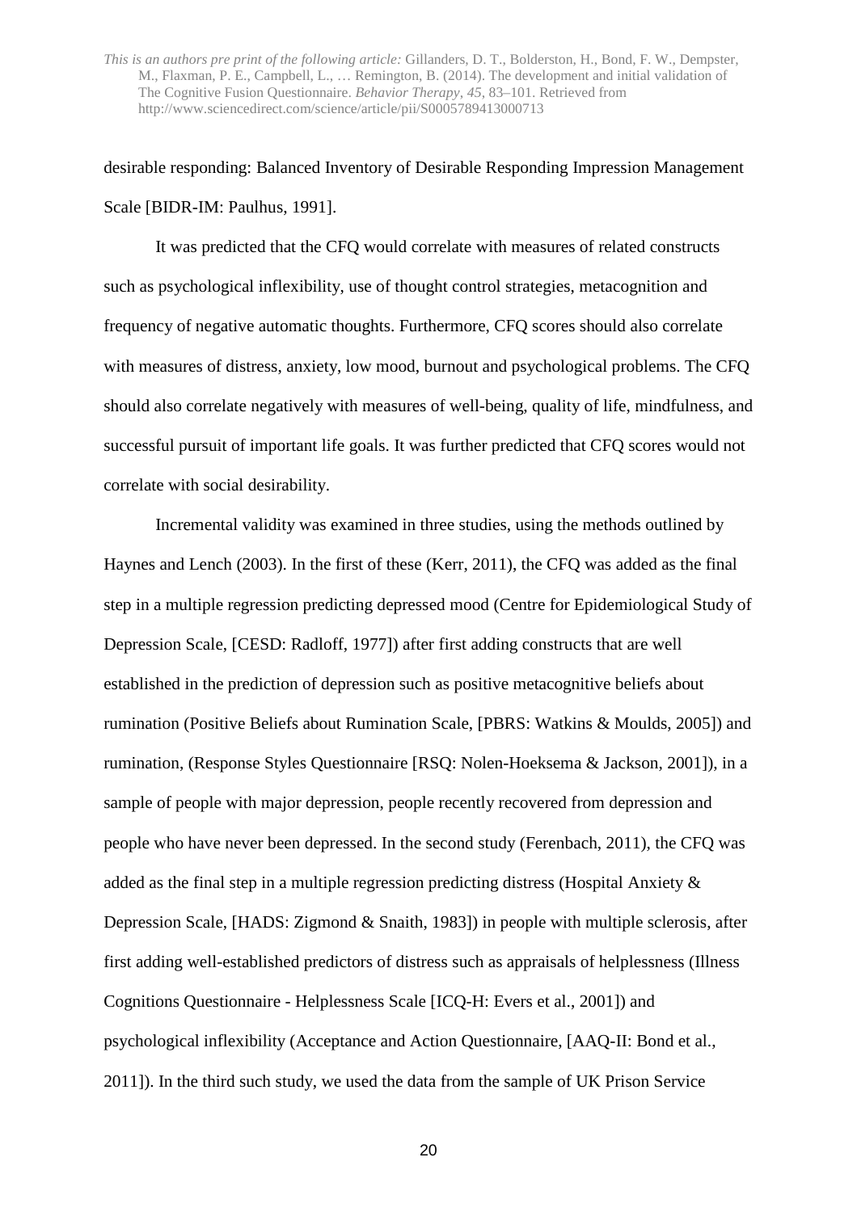desirable responding: Balanced Inventory of Desirable Responding Impression Management Scale [BIDR-IM: Paulhus, 1991].

It was predicted that the CFQ would correlate with measures of related constructs such as psychological inflexibility, use of thought control strategies, metacognition and frequency of negative automatic thoughts. Furthermore, CFQ scores should also correlate with measures of distress, anxiety, low mood, burnout and psychological problems. The CFQ should also correlate negatively with measures of well-being, quality of life, mindfulness, and successful pursuit of important life goals. It was further predicted that CFQ scores would not correlate with social desirability.

Incremental validity was examined in three studies, using the methods outlined by Haynes and Lench (2003). In the first of these (Kerr, 2011), the CFQ was added as the final step in a multiple regression predicting depressed mood (Centre for Epidemiological Study of Depression Scale, [CESD: Radloff, 1977]) after first adding constructs that are well established in the prediction of depression such as positive metacognitive beliefs about rumination (Positive Beliefs about Rumination Scale, [PBRS: Watkins & Moulds, 2005]) and rumination, (Response Styles Questionnaire [RSQ: Nolen-Hoeksema & Jackson, 2001]), in a sample of people with major depression, people recently recovered from depression and people who have never been depressed. In the second study (Ferenbach, 2011), the CFQ was added as the final step in a multiple regression predicting distress (Hospital Anxiety & Depression Scale, [HADS: Zigmond & Snaith, 1983]) in people with multiple sclerosis, after first adding well-established predictors of distress such as appraisals of helplessness (Illness Cognitions Questionnaire - Helplessness Scale [ICQ-H: Evers et al., 2001]) and psychological inflexibility (Acceptance and Action Questionnaire, [AAQ-II: Bond et al., 2011]). In the third such study, we used the data from the sample of UK Prison Service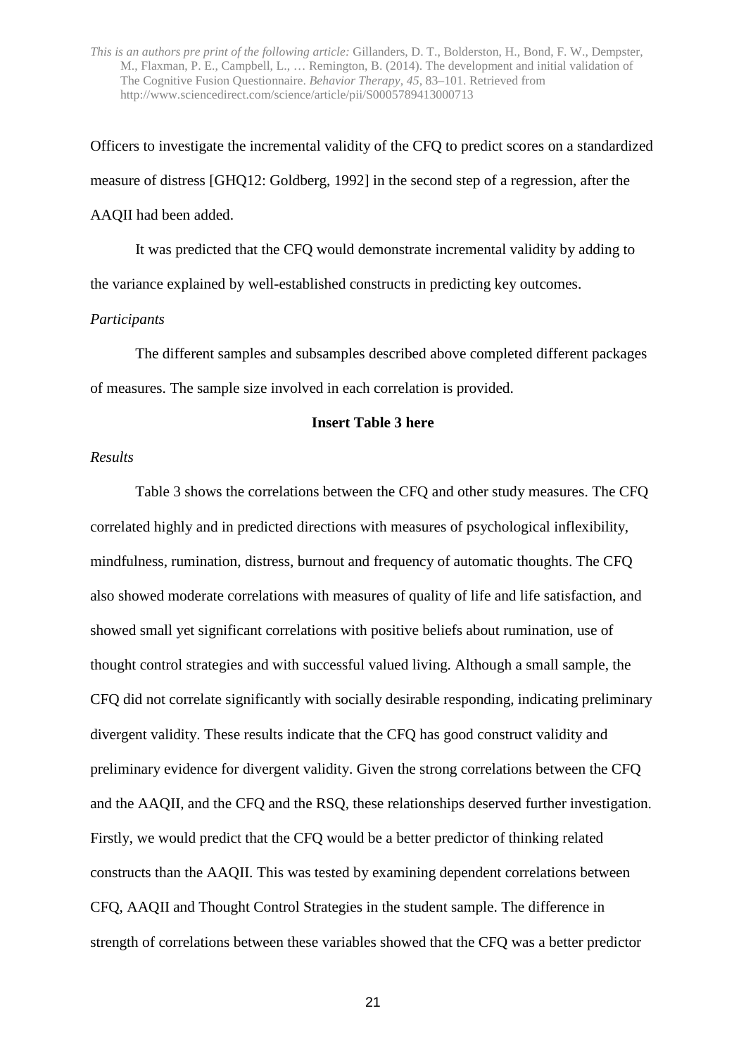Officers to investigate the incremental validity of the CFQ to predict scores on a standardized measure of distress [GHQ12: Goldberg, 1992] in the second step of a regression, after the AAQII had been added.

It was predicted that the CFQ would demonstrate incremental validity by adding to the variance explained by well-established constructs in predicting key outcomes.

*Participants*

The different samples and subsamples described above completed different packages of measures. The sample size involved in each correlation is provided.

**Insert Table 3 here**

*Results*

Table 3 shows the correlations between the CFQ and other study measures. The CFQ correlated highly and in predicted directions with measures of psychological inflexibility, mindfulness, rumination, distress, burnout and frequency of automatic thoughts. The CFQ also showed moderate correlations with measures of quality of life and life satisfaction, and showed small yet significant correlations with positive beliefs about rumination, use of thought control strategies and with successful valued living. Although a small sample, the CFQ did not correlate significantly with socially desirable responding, indicating preliminary divergent validity. These results indicate that the CFQ has good construct validity and preliminary evidence for divergent validity. Given the strong correlations between the CFQ and the AAQII, and the CFQ and the RSQ, these relationships deserved further investigation. Firstly, we would predict that the CFQ would be a better predictor of thinking related constructs than the AAQII. This was tested by examining dependent correlations between CFQ, AAQII and Thought Control Strategies in the student sample. The difference in strength of correlations between these variables showed that the CFQ was a better predictor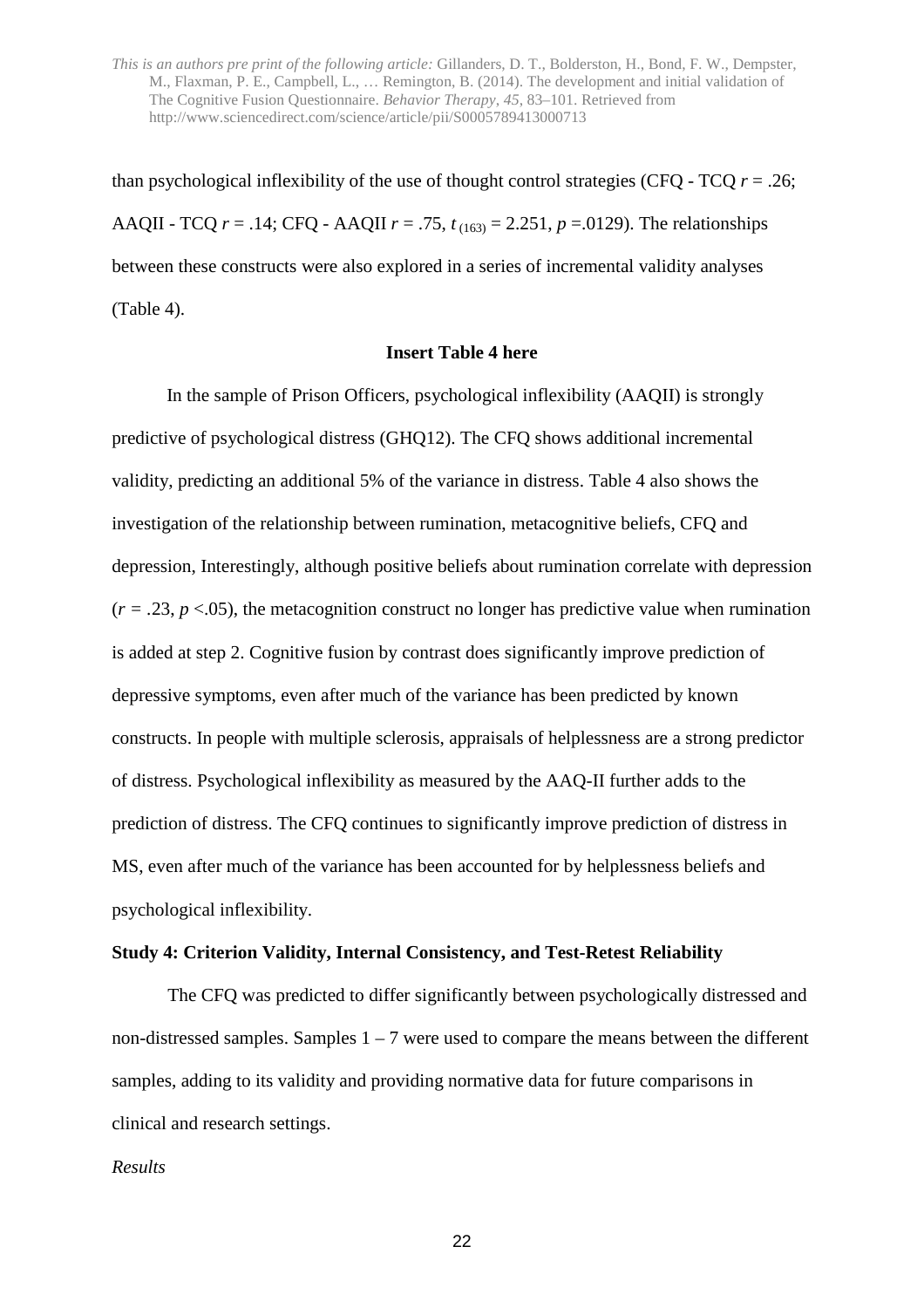than psychological inflexibility of the use of thought control strategies (CFQ - TCQ $r$ = .26; AAQII - TCQ $r$ = .14; CFQ - AAQII $r$ = .75, $t_{(163)}$ = 2.251, $p$ =.0129). The relationships between these constructs were also explored in a series of incremental validity analyses (Table 4).

**Insert Table 4 here**

In the sample of Prison Officers, psychological inflexibility (AAQII) is strongly predictive of psychological distress (GHQ12). The CFQ shows additional incremental validity, predicting an additional 5% of the variance in distress. Table 4 also shows the investigation of the relationship between rumination, metacognitive beliefs, CFQ and depression, Interestingly, although positive beliefs about rumination correlate with depression ($r$ = .23, $p$ <.05), the metacognition construct no longer has predictive value when rumination is added at step 2. Cognitive fusion by contrast does significantly improve prediction of depressive symptoms, even after much of the variance has been predicted by known constructs. In people with multiple sclerosis, appraisals of helplessness are a strong predictor of distress. Psychological inflexibility as measured by the AAQ-II further adds to the prediction of distress. The CFQ continues to significantly improve prediction of distress in MS, even after much of the variance has been accounted for by helplessness beliefs and psychological inflexibility.

**Study 4: Criterion Validity, Internal Consistency, and Test-Retest Reliability**

The CFQ was predicted to differ significantly between psychologically distressed and non-distressed samples. Samples 1 – 7 were used to compare the means between the different samples, adding to its validity and providing normative data for future comparisons in clinical and research settings.

*Results*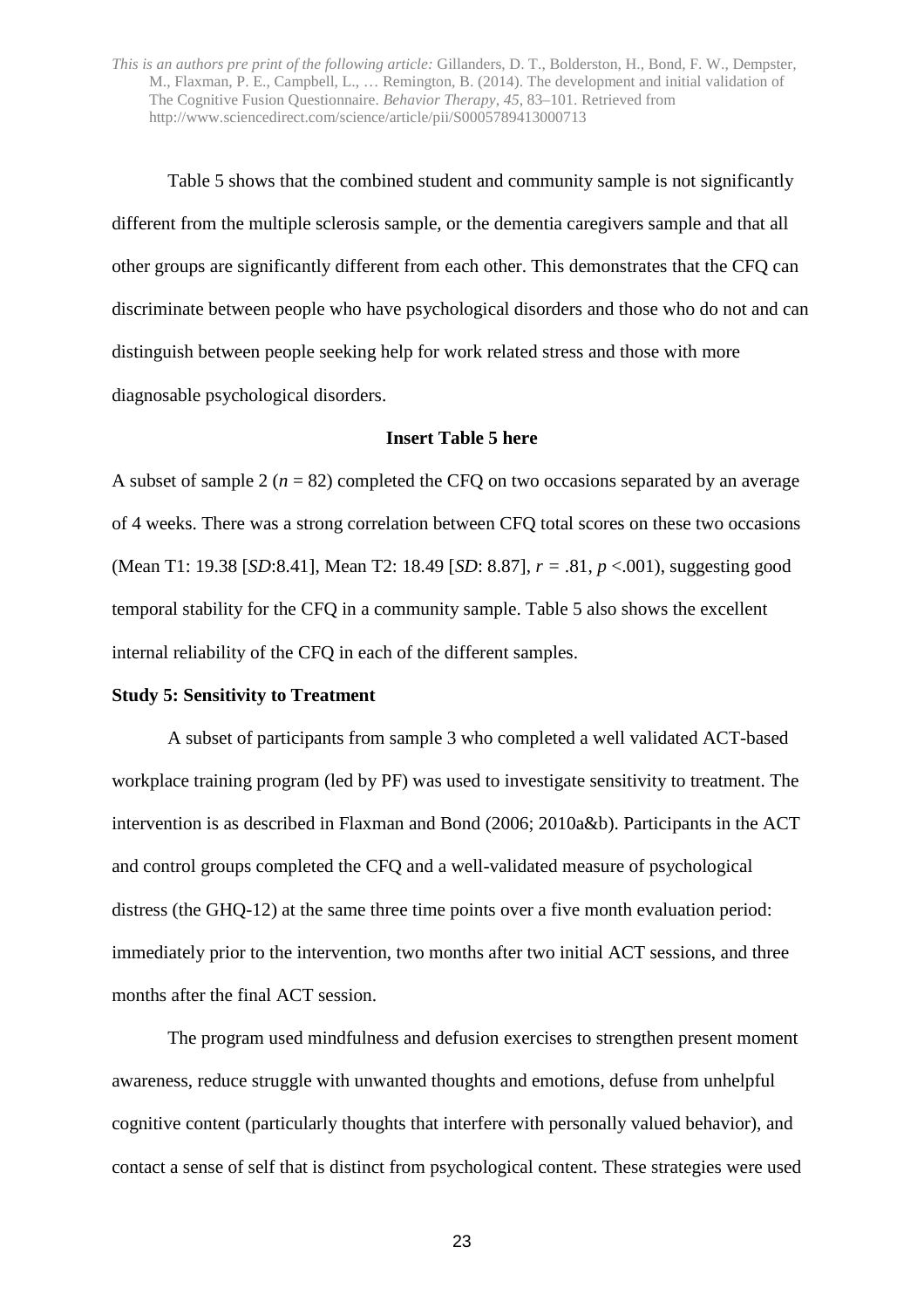Table 5 shows that the combined student and community sample is not significantly different from the multiple sclerosis sample, or the dementia caregivers sample and that all other groups are significantly different from each other. This demonstrates that the CFQ can discriminate between people who have psychological disorders and those who do not and can distinguish between people seeking help for work related stress and those with more diagnosable psychological disorders.

**Insert Table 5 here**

A subset of sample 2 ($n$ = 82) completed the CFQ on two occasions separated by an average of 4 weeks. There was a strong correlation between CFQ total scores on these two occasions (Mean T1: 19.38 [*SD*:8.41], Mean T2: 18.49 [*SD*: 8.87], $r$ = .81, $p$ <.001), suggesting good temporal stability for the CFQ in a community sample. Table 5 also shows the excellent internal reliability of the CFQ in each of the different samples.

**Study 5: Sensitivity to Treatment**

A subset of participants from sample 3 who completed a well validated ACT-based workplace training program (led by PF) was used to investigate sensitivity to treatment. The intervention is as described in Flaxman and Bond (2006; 2010a&b). Participants in the ACT and control groups completed the CFQ and a well-validated measure of psychological distress (the GHQ-12) at the same three time points over a five month evaluation period: immediately prior to the intervention, two months after two initial ACT sessions, and three months after the final ACT session.

The program used mindfulness and defusion exercises to strengthen present moment awareness, reduce struggle with unwanted thoughts and emotions, defuse from unhelpful cognitive content (particularly thoughts that interfere with personally valued behavior), and contact a sense of self that is distinct from psychological content. These strategies were used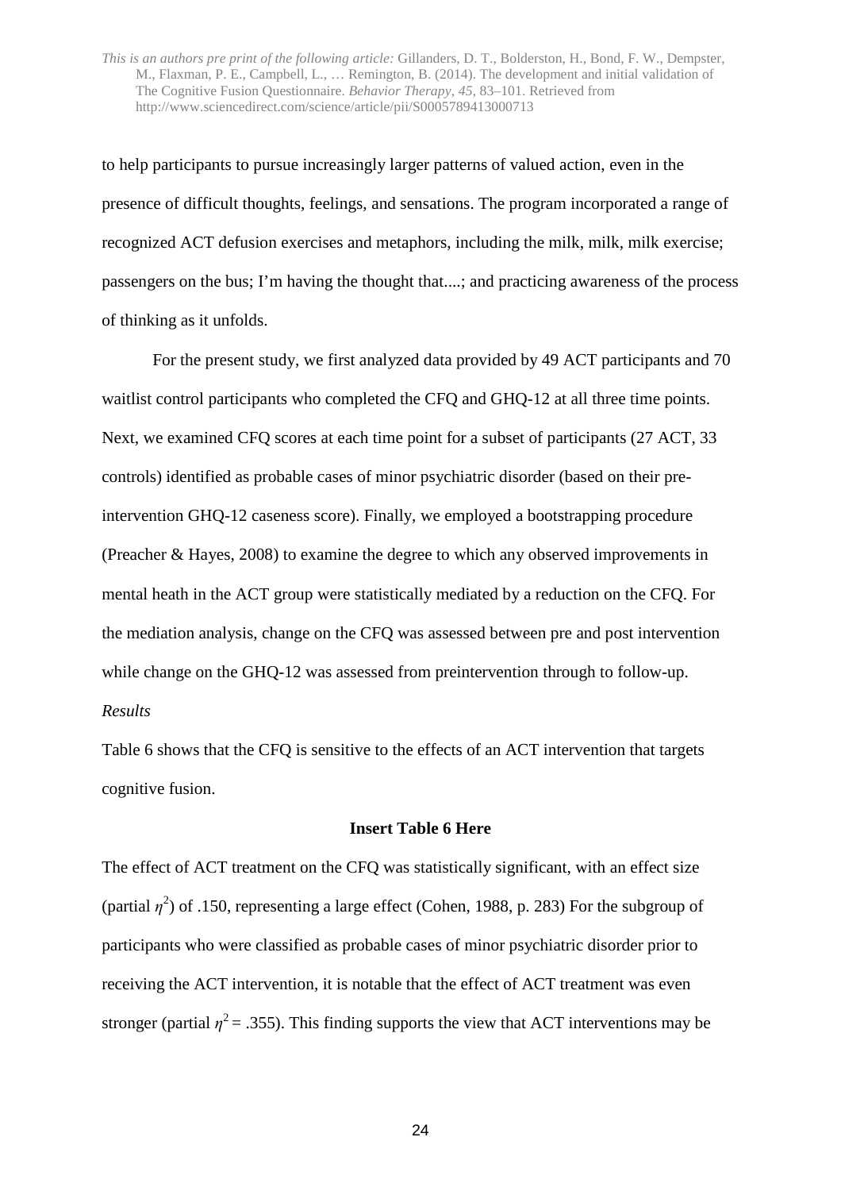to help participants to pursue increasingly larger patterns of valued action, even in the presence of difficult thoughts, feelings, and sensations. The program incorporated a range of recognized ACT defusion exercises and metaphors, including the milk, milk, milk exercise; passengers on the bus; I'm having the thought that....; and practicing awareness of the process of thinking as it unfolds.

For the present study, we first analyzed data provided by 49 ACT participants and 70 waitlist control participants who completed the CFQ and GHQ-12 at all three time points. Next, we examined CFQ scores at each time point for a subset of participants (27 ACT, 33 controls) identified as probable cases of minor psychiatric disorder (based on their pre-intervention GHQ-12 caseness score). Finally, we employed a bootstrapping procedure (Preacher & Hayes, 2008) to examine the degree to which any observed improvements in mental heath in the ACT group were statistically mediated by a reduction on the CFQ. For the mediation analysis, change on the CFQ was assessed between pre and post intervention while change on the GHQ-12 was assessed from preintervention through to follow-up.

*Results*

Table 6 shows that the CFQ is sensitive to the effects of an ACT intervention that targets cognitive fusion.

**Insert Table 6 Here**

The effect of ACT treatment on the CFQ was statistically significant, with an effect size (partial $\eta^2$) of .150, representing a large effect (Cohen, 1988, p. 283) For the subgroup of participants who were classified as probable cases of minor psychiatric disorder prior to receiving the ACT intervention, it is notable that the effect of ACT treatment was even stronger (partial $\eta^2 = .355$). This finding supports the view that ACT interventions may be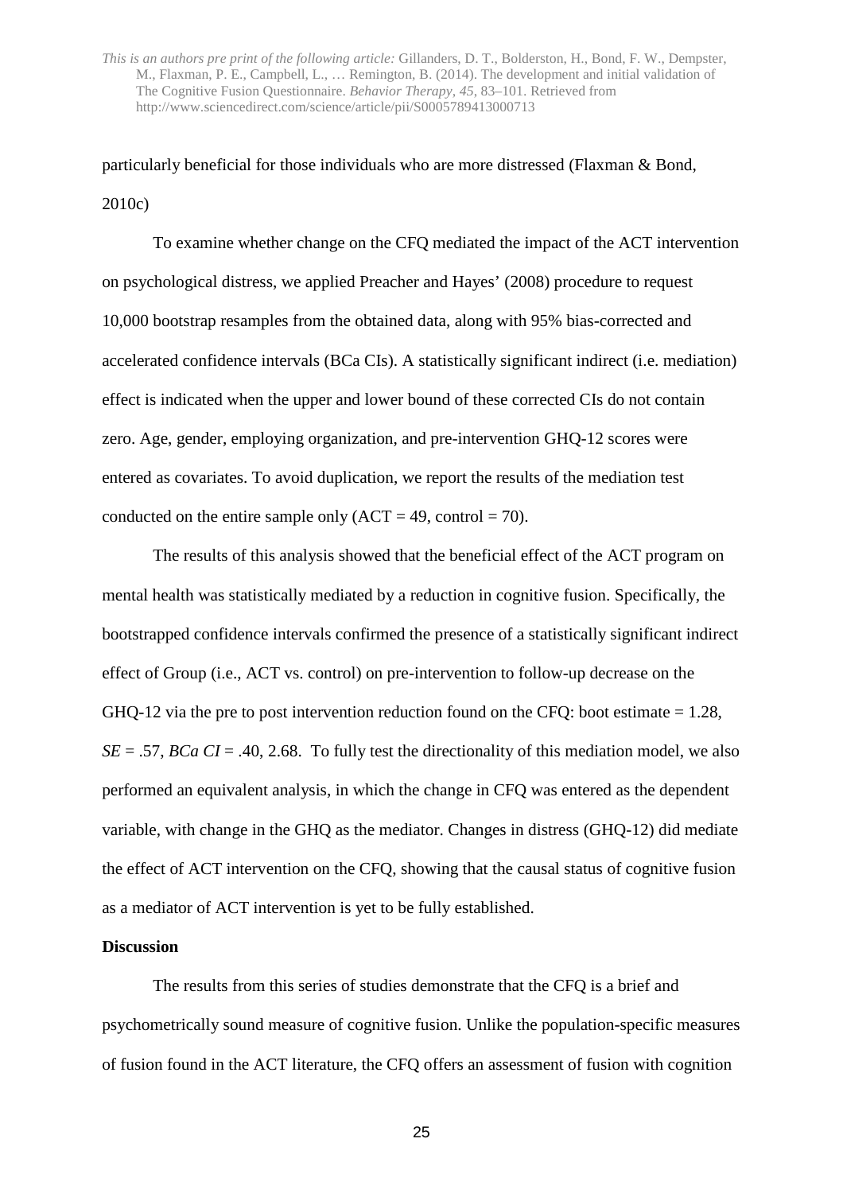particularly beneficial for those individuals who are more distressed (Flaxman & Bond, 2010c)

To examine whether change on the CFQ mediated the impact of the ACT intervention on psychological distress, we applied Preacher and Hayes' (2008) procedure to request 10,000 bootstrap resamples from the obtained data, along with 95% bias-corrected and accelerated confidence intervals (BCa CIs). A statistically significant indirect (i.e. mediation) effect is indicated when the upper and lower bound of these corrected CIs do not contain zero. Age, gender, employing organization, and pre-intervention GHQ-12 scores were entered as covariates. To avoid duplication, we report the results of the mediation test conducted on the entire sample only (ACT = 49, control = 70).

The results of this analysis showed that the beneficial effect of the ACT program on mental health was statistically mediated by a reduction in cognitive fusion. Specifically, the bootstrapped confidence intervals confirmed the presence of a statistically significant indirect effect of Group (i.e., ACT vs. control) on pre-intervention to follow-up decrease on the GHQ-12 via the pre to post intervention reduction found on the CFQ: boot estimate = 1.28, *SE* = .57, *BCa CI* = .40, 2.68. To fully test the directionality of this mediation model, we also performed an equivalent analysis, in which the change in CFQ was entered as the dependent variable, with change in the GHQ as the mediator. Changes in distress (GHQ-12) did mediate the effect of ACT intervention on the CFQ, showing that the causal status of cognitive fusion as a mediator of ACT intervention is yet to be fully established.

## Discussion

The results from this series of studies demonstrate that the CFQ is a brief and psychometrically sound measure of cognitive fusion. Unlike the population-specific measures of fusion found in the ACT literature, the CFQ offers an assessment of fusion with cognition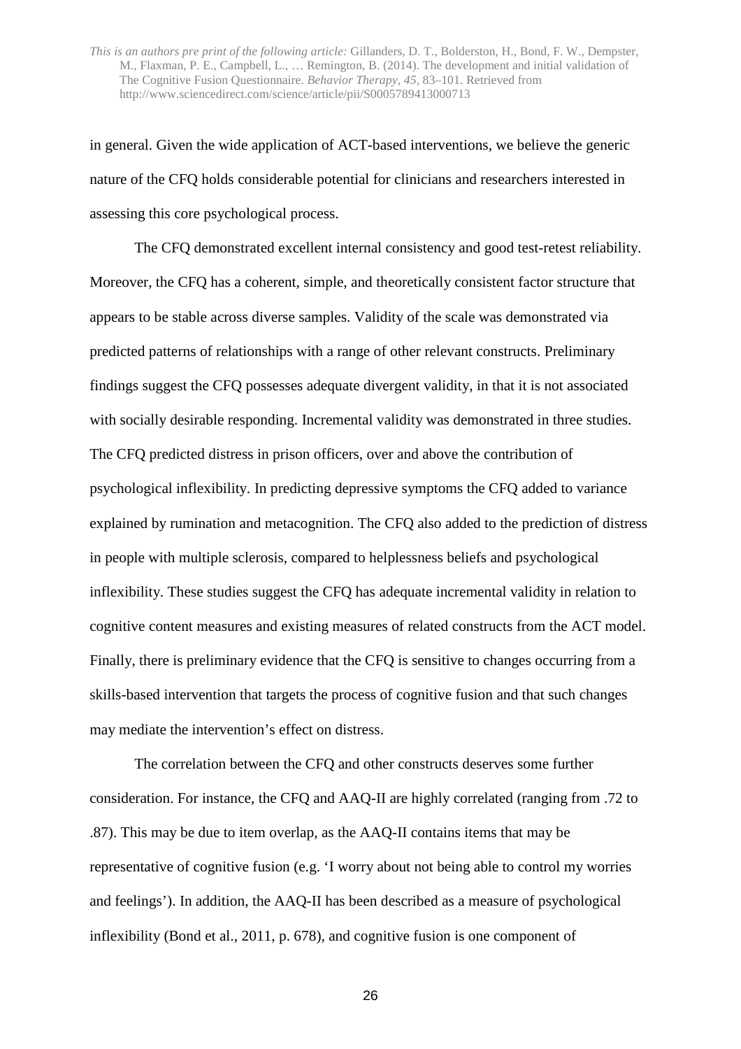in general. Given the wide application of ACT-based interventions, we believe the generic nature of the CFQ holds considerable potential for clinicians and researchers interested in assessing this core psychological process.

The CFQ demonstrated excellent internal consistency and good test-retest reliability. Moreover, the CFQ has a coherent, simple, and theoretically consistent factor structure that appears to be stable across diverse samples. Validity of the scale was demonstrated via predicted patterns of relationships with a range of other relevant constructs. Preliminary findings suggest the CFQ possesses adequate divergent validity, in that it is not associated with socially desirable responding. Incremental validity was demonstrated in three studies. The CFQ predicted distress in prison officers, over and above the contribution of psychological inflexibility. In predicting depressive symptoms the CFQ added to variance explained by rumination and metacognition. The CFQ also added to the prediction of distress in people with multiple sclerosis, compared to helplessness beliefs and psychological inflexibility. These studies suggest the CFQ has adequate incremental validity in relation to cognitive content measures and existing measures of related constructs from the ACT model. Finally, there is preliminary evidence that the CFQ is sensitive to changes occurring from a skills-based intervention that targets the process of cognitive fusion and that such changes may mediate the intervention's effect on distress.

The correlation between the CFQ and other constructs deserves some further consideration. For instance, the CFQ and AAQ-II are highly correlated (ranging from .72 to .87). This may be due to item overlap, as the AAQ-II contains items that may be representative of cognitive fusion (e.g. 'I worry about not being able to control my worries and feelings'). In addition, the AAQ-II has been described as a measure of psychological inflexibility (Bond et al., 2011, p. 678), and cognitive fusion is one component of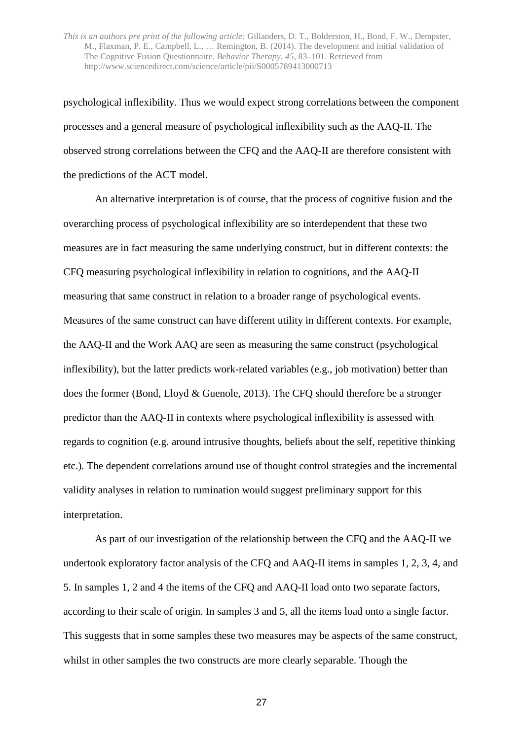psychological inflexibility. Thus we would expect strong correlations between the component processes and a general measure of psychological inflexibility such as the AAQ-II. The observed strong correlations between the CFQ and the AAQ-II are therefore consistent with the predictions of the ACT model.

An alternative interpretation is of course, that the process of cognitive fusion and the overarching process of psychological inflexibility are so interdependent that these two measures are in fact measuring the same underlying construct, but in different contexts: the CFQ measuring psychological inflexibility in relation to cognitions, and the AAQ-II measuring that same construct in relation to a broader range of psychological events. Measures of the same construct can have different utility in different contexts. For example, the AAQ-II and the Work AAQ are seen as measuring the same construct (psychological inflexibility), but the latter predicts work-related variables (e.g., job motivation) better than does the former (Bond, Lloyd & Guenole, 2013). The CFQ should therefore be a stronger predictor than the AAQ-II in contexts where psychological inflexibility is assessed with regards to cognition (e.g. around intrusive thoughts, beliefs about the self, repetitive thinking etc.). The dependent correlations around use of thought control strategies and the incremental validity analyses in relation to rumination would suggest preliminary support for this interpretation.

As part of our investigation of the relationship between the CFQ and the AAQ-II we undertook exploratory factor analysis of the CFQ and AAQ-II items in samples 1, 2, 3, 4, and 5. In samples 1, 2 and 4 the items of the CFQ and AAQ-II load onto two separate factors, according to their scale of origin. In samples 3 and 5, all the items load onto a single factor. This suggests that in some samples these two measures may be aspects of the same construct, whilst in other samples the two constructs are more clearly separable. Though the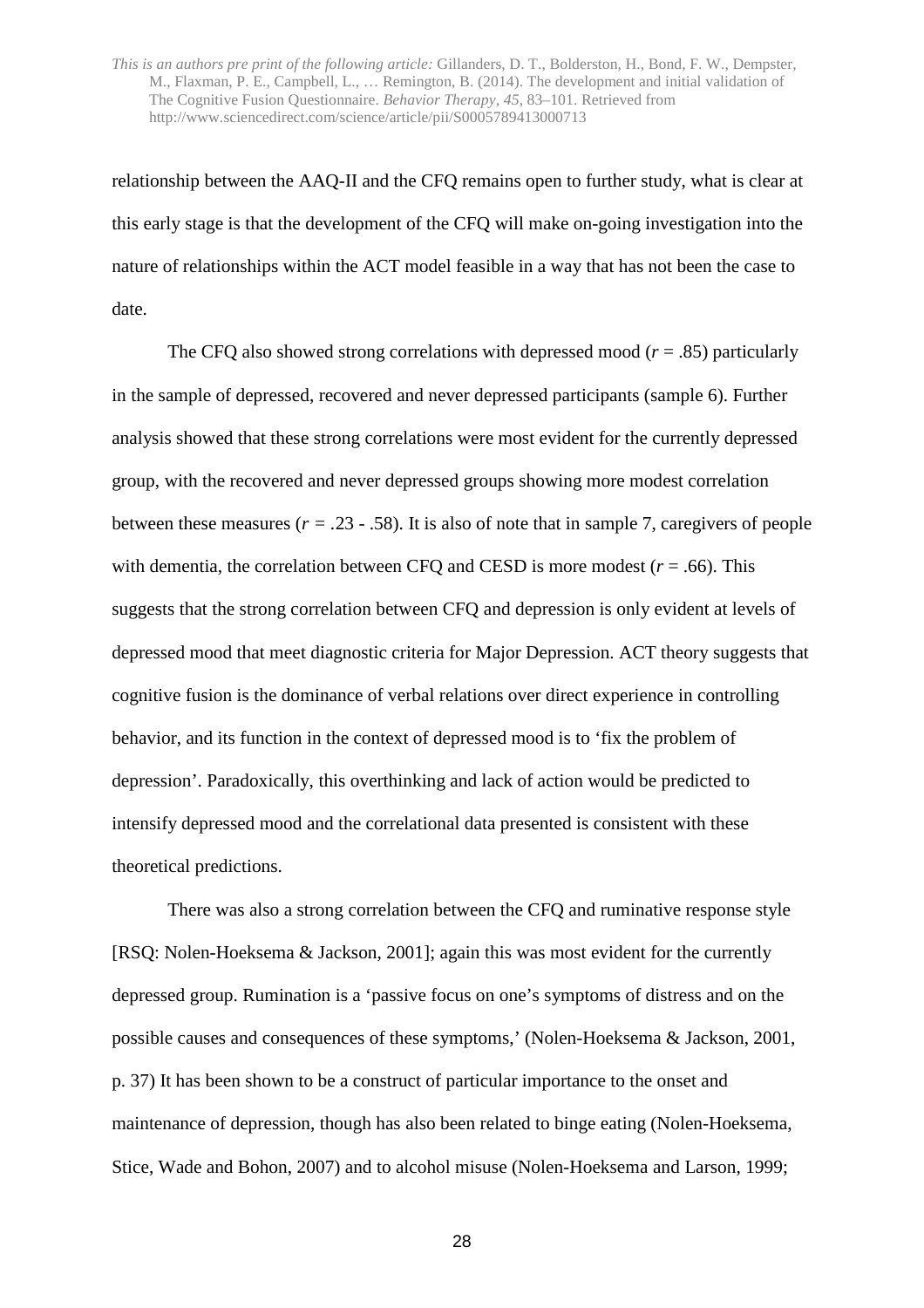relationship between the AAQ-II and the CFQ remains open to further study, what is clear at this early stage is that the development of the CFQ will make on-going investigation into the nature of relationships within the ACT model feasible in a way that has not been the case to date.

The CFQ also showed strong correlations with depressed mood ($r$ = .85) particularly in the sample of depressed, recovered and never depressed participants (sample 6). Further analysis showed that these strong correlations were most evident for the currently depressed group, with the recovered and never depressed groups showing more modest correlation between these measures ($r$ = .23 - .58). It is also of note that in sample 7, caregivers of people with dementia, the correlation between CFQ and CESD is more modest ($r$ = .66). This suggests that the strong correlation between CFQ and depression is only evident at levels of depressed mood that meet diagnostic criteria for Major Depression. ACT theory suggests that cognitive fusion is the dominance of verbal relations over direct experience in controlling behavior, and its function in the context of depressed mood is to 'fix the problem of depression'. Paradoxically, this overthinking and lack of action would be predicted to intensify depressed mood and the correlational data presented is consistent with these theoretical predictions.

There was also a strong correlation between the CFQ and ruminative response style [RSQ: Nolen-Hoeksema & Jackson, 2001]; again this was most evident for the currently depressed group. Rumination is a 'passive focus on one's symptoms of distress and on the possible causes and consequences of these symptoms,' (Nolen-Hoeksema & Jackson, 2001, p. 37) It has been shown to be a construct of particular importance to the onset and maintenance of depression, though has also been related to binge eating (Nolen-Hoeksema, Stice, Wade and Bohon, 2007) and to alcohol misuse (Nolen-Hoeksema and Larson, 1999;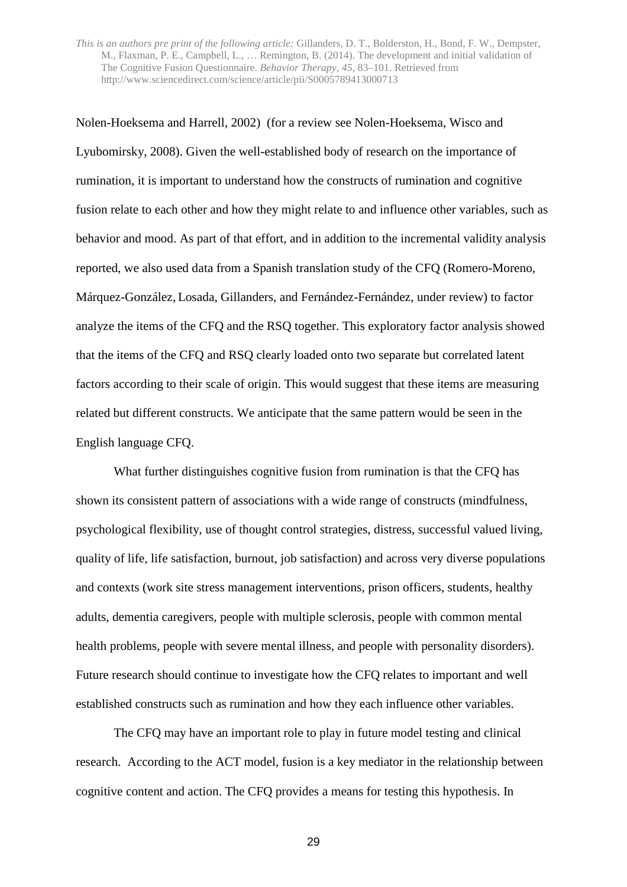Nolen-Hoeksema and Harrell, 2002) (for a review see Nolen-Hoeksema, Wisco and Lyubomirsky, 2008). Given the well-established body of research on the importance of rumination, it is important to understand how the constructs of rumination and cognitive fusion relate to each other and how they might relate to and influence other variables, such as behavior and mood. As part of that effort, and in addition to the incremental validity analysis reported, we also used data from a Spanish translation study of the CFQ (Romero-Moreno, Márquez-González, Losada, Gillanders, and Fernández-Fernández, under review) to factor analyze the items of the CFQ and the RSQ together. This exploratory factor analysis showed that the items of the CFQ and RSQ clearly loaded onto two separate but correlated latent factors according to their scale of origin. This would suggest that these items are measuring related but different constructs. We anticipate that the same pattern would be seen in the English language CFQ.

What further distinguishes cognitive fusion from rumination is that the CFQ has shown its consistent pattern of associations with a wide range of constructs (mindfulness, psychological flexibility, use of thought control strategies, distress, successful valued living, quality of life, life satisfaction, burnout, job satisfaction) and across very diverse populations and contexts (work site stress management interventions, prison officers, students, healthy adults, dementia caregivers, people with multiple sclerosis, people with common mental health problems, people with severe mental illness, and people with personality disorders). Future research should continue to investigate how the CFQ relates to important and well established constructs such as rumination and how they each influence other variables.

The CFQ may have an important role to play in future model testing and clinical research. According to the ACT model, fusion is a key mediator in the relationship between cognitive content and action. The CFQ provides a means for testing this hypothesis. In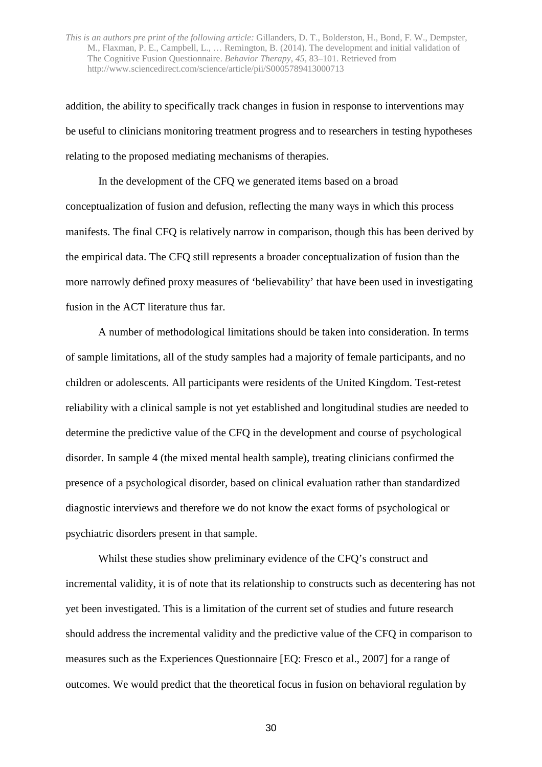addition, the ability to specifically track changes in fusion in response to interventions may be useful to clinicians monitoring treatment progress and to researchers in testing hypotheses relating to the proposed mediating mechanisms of therapies.

In the development of the CFQ we generated items based on a broad conceptualization of fusion and defusion, reflecting the many ways in which this process manifests. The final CFQ is relatively narrow in comparison, though this has been derived by the empirical data. The CFQ still represents a broader conceptualization of fusion than the more narrowly defined proxy measures of 'believability' that have been used in investigating fusion in the ACT literature thus far.

A number of methodological limitations should be taken into consideration. In terms of sample limitations, all of the study samples had a majority of female participants, and no children or adolescents. All participants were residents of the United Kingdom. Test-retest reliability with a clinical sample is not yet established and longitudinal studies are needed to determine the predictive value of the CFQ in the development and course of psychological disorder. In sample 4 (the mixed mental health sample), treating clinicians confirmed the presence of a psychological disorder, based on clinical evaluation rather than standardized diagnostic interviews and therefore we do not know the exact forms of psychological or psychiatric disorders present in that sample.

Whilst these studies show preliminary evidence of the CFQ's construct and incremental validity, it is of note that its relationship to constructs such as decentering has not yet been investigated. This is a limitation of the current set of studies and future research should address the incremental validity and the predictive value of the CFQ in comparison to measures such as the Experiences Questionnaire [EQ: Fresco et al., 2007] for a range of outcomes. We would predict that the theoretical focus in fusion on behavioral regulation by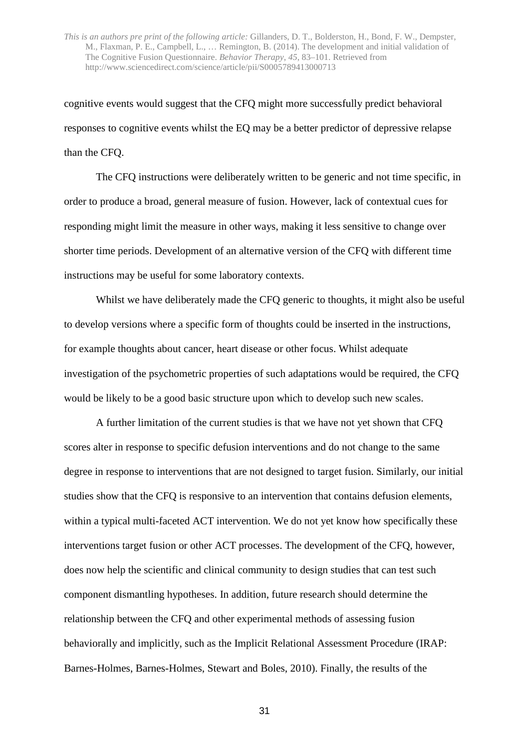cognitive events would suggest that the CFQ might more successfully predict behavioral responses to cognitive events whilst the EQ may be a better predictor of depressive relapse than the CFQ.

The CFQ instructions were deliberately written to be generic and not time specific, in order to produce a broad, general measure of fusion. However, lack of contextual cues for responding might limit the measure in other ways, making it less sensitive to change over shorter time periods. Development of an alternative version of the CFQ with different time instructions may be useful for some laboratory contexts.

Whilst we have deliberately made the CFQ generic to thoughts, it might also be useful to develop versions where a specific form of thoughts could be inserted in the instructions, for example thoughts about cancer, heart disease or other focus. Whilst adequate investigation of the psychometric properties of such adaptations would be required, the CFQ would be likely to be a good basic structure upon which to develop such new scales.

A further limitation of the current studies is that we have not yet shown that CFQ scores alter in response to specific defusion interventions and do not change to the same degree in response to interventions that are not designed to target fusion. Similarly, our initial studies show that the CFQ is responsive to an intervention that contains defusion elements, within a typical multi-faceted ACT intervention. We do not yet know how specifically these interventions target fusion or other ACT processes. The development of the CFQ, however, does now help the scientific and clinical community to design studies that can test such component dismantling hypotheses. In addition, future research should determine the relationship between the CFQ and other experimental methods of assessing fusion behaviorally and implicitly, such as the Implicit Relational Assessment Procedure (IRAP: Barnes-Holmes, Barnes-Holmes, Stewart and Boles, 2010). Finally, the results of the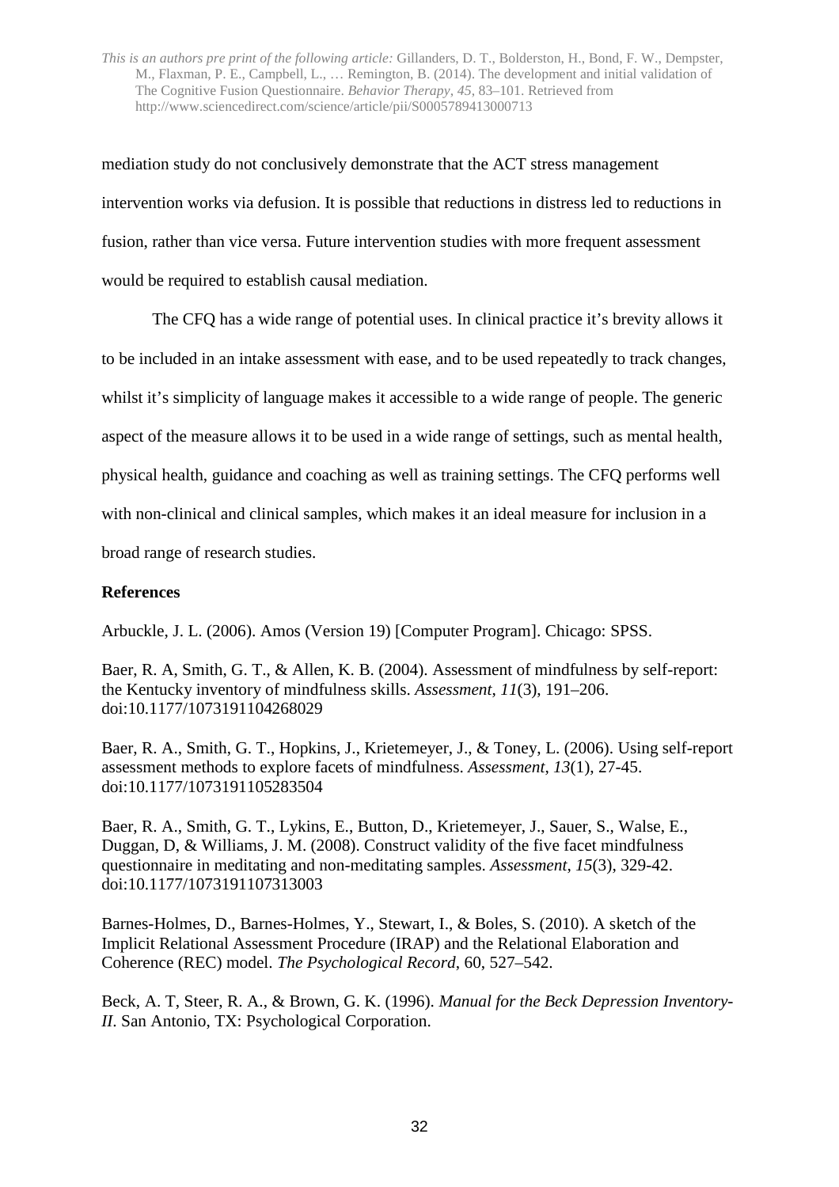mediation study do not conclusively demonstrate that the ACT stress management intervention works via defusion. It is possible that reductions in distress led to reductions in fusion, rather than vice versa. Future intervention studies with more frequent assessment would be required to establish causal mediation.

The CFQ has a wide range of potential uses. In clinical practice it's brevity allows it to be included in an intake assessment with ease, and to be used repeatedly to track changes, whilst it's simplicity of language makes it accessible to a wide range of people. The generic aspect of the measure allows it to be used in a wide range of settings, such as mental health, physical health, guidance and coaching as well as training settings. The CFQ performs well with non-clinical and clinical samples, which makes it an ideal measure for inclusion in a broad range of research studies.

**References**

Arbuckle, J. L. (2006). Amos (Version 19) [Computer Program]. Chicago: SPSS.

Baer, R. A, Smith, G. T., & Allen, K. B. (2004). Assessment of mindfulness by self-report: the Kentucky inventory of mindfulness skills. *Assessment*, *11*(3), 191–206. doi:10.1177/1073191104268029

Baer, R. A., Smith, G. T., Hopkins, J., Krietemeyer, J., & Toney, L. (2006). Using self-report assessment methods to explore facets of mindfulness. *Assessment*, *13*(1), 27-45. doi:10.1177/1073191105283504

Baer, R. A., Smith, G. T., Lykins, E., Button, D., Krietemeyer, J., Sauer, S., Walse, E., Duggan, D, & Williams, J. M. (2008). Construct validity of the five facet mindfulness questionnaire in meditating and non-meditating samples. *Assessment*, *15*(3), 329-42. doi:10.1177/1073191107313003

Barnes-Holmes, D., Barnes-Holmes, Y., Stewart, I., & Boles, S. (2010). A sketch of the Implicit Relational Assessment Procedure (IRAP) and the Relational Elaboration and Coherence (REC) model. *The Psychological Record*, 60, 527–542.

Beck, A. T, Steer, R. A., & Brown, G. K. (1996). *Manual for the Beck Depression Inventory-II*. San Antonio, TX: Psychological Corporation.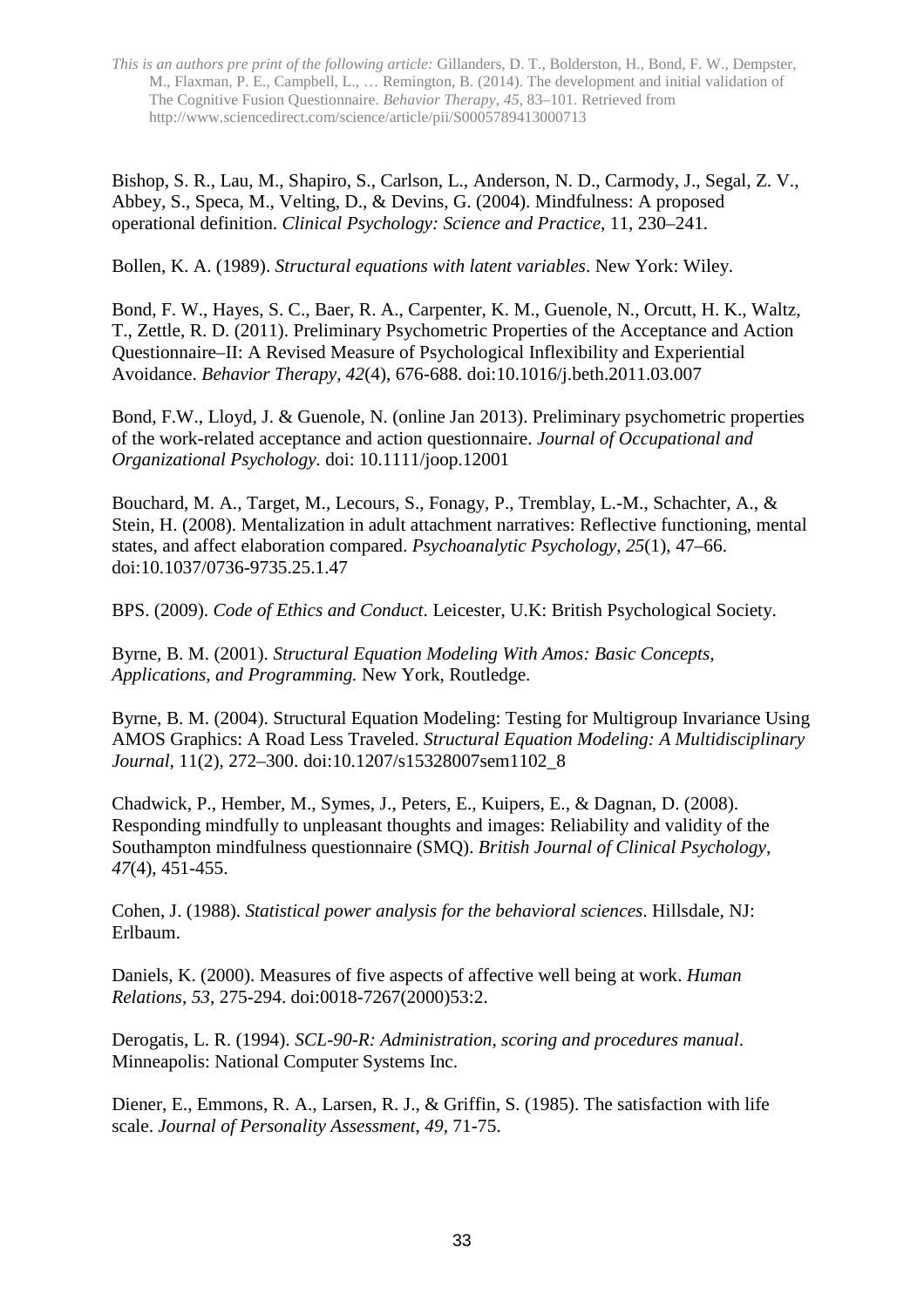Bishop, S. R., Lau, M., Shapiro, S., Carlson, L., Anderson, N. D., Carmody, J., Segal, Z. V., Abbey, S., Speca, M., Velting, D., & Devins, G. (2004). Mindfulness: A proposed operational definition. *Clinical Psychology: Science and Practice*, 11, 230–241.

Bollen, K. A. (1989). *Structural equations with latent variables*. New York: Wiley.

Bond, F. W., Hayes, S. C., Baer, R. A., Carpenter, K. M., Guenole, N., Orcutt, H. K., Waltz, T., Zettle, R. D. (2011). Preliminary Psychometric Properties of the Acceptance and Action Questionnaire–II: A Revised Measure of Psychological Inflexibility and Experiential Avoidance. *Behavior Therapy*, *42*(4), 676-688. doi:10.1016/j.beth.2011.03.007

Bond, F.W., Lloyd, J. & Guenole, N. (online Jan 2013). Preliminary psychometric properties of the work-related acceptance and action questionnaire. *Journal of Occupational and Organizational Psychology.* doi: 10.1111/joop.12001

Bouchard, M. A., Target, M., Lecours, S., Fonagy, P., Tremblay, L.-M., Schachter, A., & Stein, H. (2008). Mentalization in adult attachment narratives: Reflective functioning, mental states, and affect elaboration compared. *Psychoanalytic Psychology*, *25*(1), 47–66. doi:10.1037/0736-9735.25.1.47

BPS. (2009). *Code of Ethics and Conduct*. Leicester, U.K: British Psychological Society.

Byrne, B. M. (2001). *Structural Equation Modeling With Amos: Basic Concepts, Applications, and Programming.* New York, Routledge.

Byrne, B. M. (2004). Structural Equation Modeling: Testing for Multigroup Invariance Using AMOS Graphics: A Road Less Traveled. *Structural Equation Modeling: A Multidisciplinary Journal*, 11(2), 272–300. doi:10.1207/s15328007sem1102_8

Chadwick, P., Hember, M., Symes, J., Peters, E., Kuipers, E., & Dagnan, D. (2008). Responding mindfully to unpleasant thoughts and images: Reliability and validity of the Southampton mindfulness questionnaire (SMQ). *British Journal of Clinical Psychology*, *47*(4), 451-455.

Cohen, J. (1988). *Statistical power analysis for the behavioral sciences*. Hillsdale, NJ: Erlbaum.

Daniels, K. (2000). Measures of five aspects of affective well being at work. *Human Relations*, *53*, 275-294. doi:0018-7267(2000)53:2.

Derogatis, L. R. (1994). *SCL-90-R: Administration, scoring and procedures manual*. Minneapolis: National Computer Systems Inc.

Diener, E., Emmons, R. A., Larsen, R. J., & Griffin, S. (1985). The satisfaction with life scale. *Journal of Personality Assessment*, *49*, 71-75.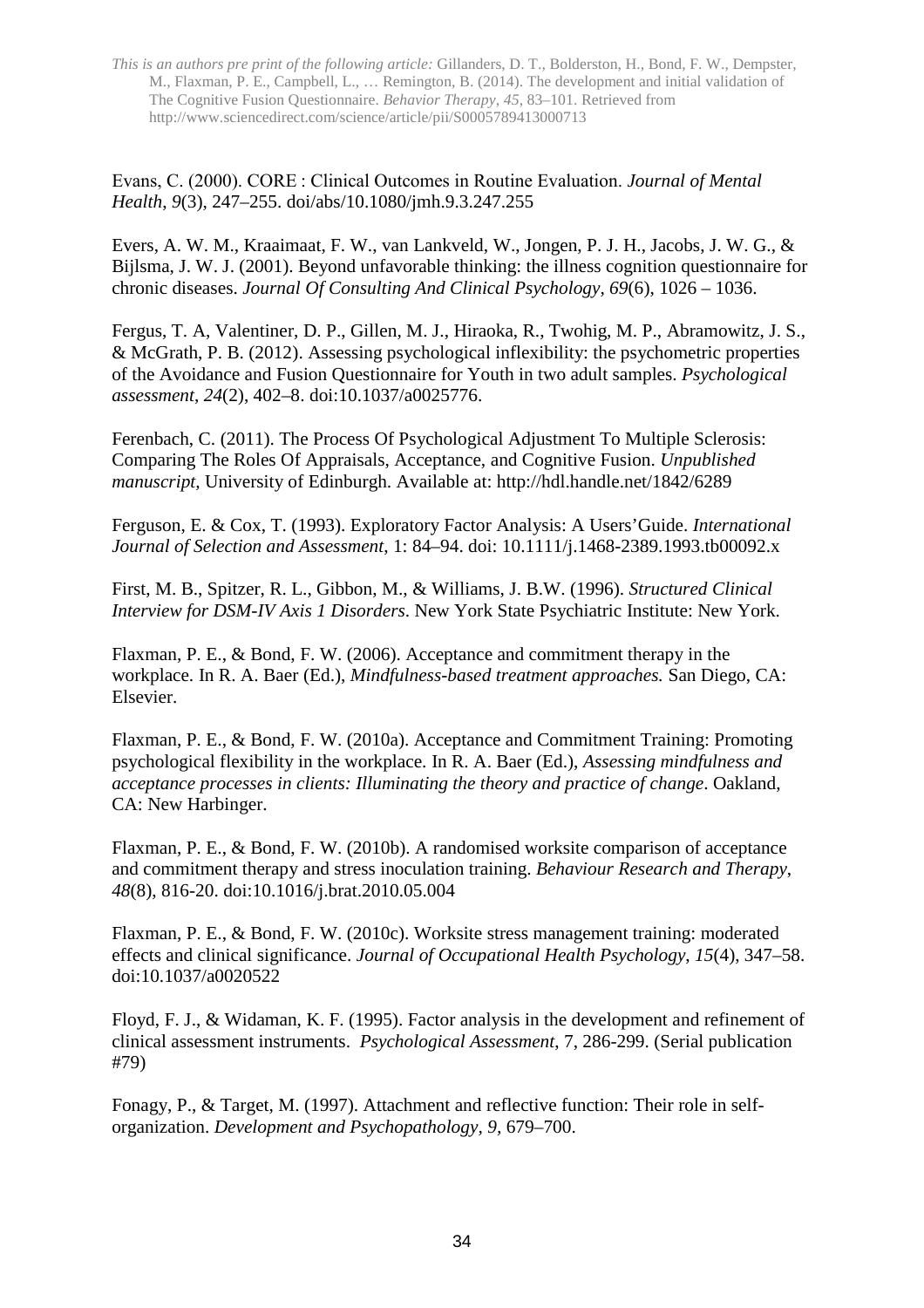Evans, C. (2000). CORE : Clinical Outcomes in Routine Evaluation. *Journal of Mental Health*, *9*(3), 247–255. doi/abs/10.1080/jmh.9.3.247.255

Evers, A. W. M., Kraaimaat, F. W., van Lankveld, W., Jongen, P. J. H., Jacobs, J. W. G., & Bijlsma, J. W. J. (2001). Beyond unfavorable thinking: the illness cognition questionnaire for chronic diseases. *Journal Of Consulting And Clinical Psychology*, *69*(6), 1026 – 1036.

Fergus, T. A, Valentiner, D. P., Gillen, M. J., Hiraoka, R., Twohig, M. P., Abramowitz, J. S., & McGrath, P. B. (2012). Assessing psychological inflexibility: the psychometric properties of the Avoidance and Fusion Questionnaire for Youth in two adult samples. *Psychological assessment*, *24*(2), 402–8. doi:10.1037/a0025776.

Ferenbach, C. (2011). The Process Of Psychological Adjustment To Multiple Sclerosis: Comparing The Roles Of Appraisals, Acceptance, and Cognitive Fusion. *Unpublished manuscript*, University of Edinburgh. Available at: http://hdl.handle.net/1842/6289

Ferguson, E. & Cox, T. (1993). Exploratory Factor Analysis: A Users'Guide. *International Journal of Selection and Assessment*, 1: 84–94. doi: 10.1111/j.1468-2389.1993.tb00092.x

First, M. B., Spitzer, R. L., Gibbon, M., & Williams, J. B.W. (1996). *Structured Clinical Interview for DSM-IV Axis 1 Disorders*. New York State Psychiatric Institute: New York.

Flaxman, P. E., & Bond, F. W. (2006). Acceptance and commitment therapy in the workplace. In R. A. Baer (Ed.), *Mindfulness-based treatment approaches.* San Diego, CA: Elsevier.

Flaxman, P. E., & Bond, F. W. (2010a). Acceptance and Commitment Training: Promoting psychological flexibility in the workplace. In R. A. Baer (Ed.), *Assessing mindfulness and acceptance processes in clients: Illuminating the theory and practice of change*. Oakland, CA: New Harbinger.

Flaxman, P. E., & Bond, F. W. (2010b). A randomised worksite comparison of acceptance and commitment therapy and stress inoculation training. *Behaviour Research and Therapy*, *48*(8), 816-20. doi:10.1016/j.brat.2010.05.004

Flaxman, P. E., & Bond, F. W. (2010c). Worksite stress management training: moderated effects and clinical significance. *Journal of Occupational Health Psychology*, *15*(4), 347–58. doi:10.1037/a0020522

Floyd, F. J., & Widaman, K. F. (1995). Factor analysis in the development and refinement of clinical assessment instruments. *Psychological Assessment*, 7, 286-299. (Serial publication #79)

Fonagy, P., & Target, M. (1997). Attachment and reflective function: Their role in self-organization. *Development and Psychopathology, 9*, 679–700.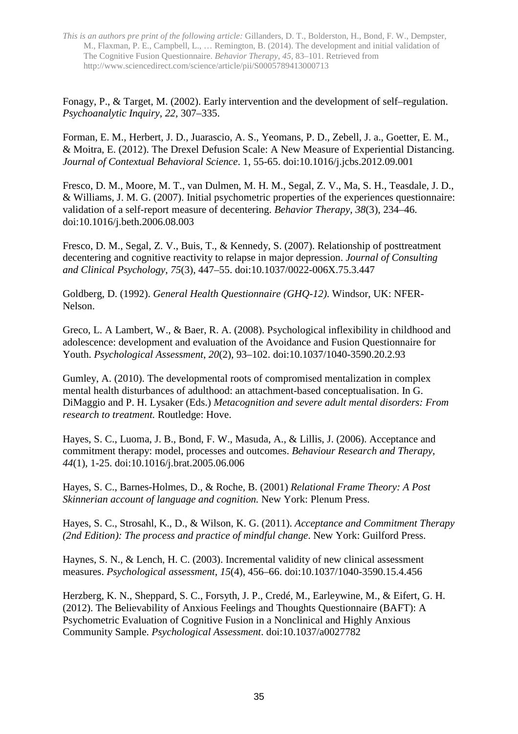Fonagy, P., & Target, M. (2002). Early intervention and the development of self–regulation. *Psychoanalytic Inquiry, 22,* 307–335.

Forman, E. M., Herbert, J. D., Juarascio, A. S., Yeomans, P. D., Zebell, J. a., Goetter, E. M., & Moitra, E. (2012). The Drexel Defusion Scale: A New Measure of Experiential Distancing. *Journal of Contextual Behavioral Science*. 1, 55-65. doi:10.1016/j.jcbs.2012.09.001

Fresco, D. M., Moore, M. T., van Dulmen, M. H. M., Segal, Z. V., Ma, S. H., Teasdale, J. D., & Williams, J. M. G. (2007). Initial psychometric properties of the experiences questionnaire: validation of a self-report measure of decentering. *Behavior Therapy*, *38*(3), 234–46. doi:10.1016/j.beth.2006.08.003

Fresco, D. M., Segal, Z. V., Buis, T., & Kennedy, S. (2007). Relationship of posttreatment decentering and cognitive reactivity to relapse in major depression. *Journal of Consulting and Clinical Psychology*, *75*(3), 447–55. doi:10.1037/0022-006X.75.3.447

Goldberg, D. (1992). *General Health Questionnaire (GHQ-12)*. Windsor, UK: NFER-Nelson.

Greco, L. A Lambert, W., & Baer, R. A. (2008). Psychological inflexibility in childhood and adolescence: development and evaluation of the Avoidance and Fusion Questionnaire for Youth. *Psychological Assessment*, *20*(2), 93–102. doi:10.1037/1040-3590.20.2.93

Gumley, A. (2010). The developmental roots of compromised mentalization in complex mental health disturbances of adulthood: an attachment-based conceptualisation. In G. DiMaggio and P. H. Lysaker (Eds.) *Metacognition and severe adult mental disorders: From research to treatment.* Routledge: Hove.

Hayes, S. C., Luoma, J. B., Bond, F. W., Masuda, A., & Lillis, J. (2006). Acceptance and commitment therapy: model, processes and outcomes. *Behaviour Research and Therapy*, *44*(1), 1-25. doi:10.1016/j.brat.2005.06.006

Hayes, S. C., Barnes-Holmes, D., & Roche, B. (2001) *Relational Frame Theory: A Post Skinnerian account of language and cognition.* New York: Plenum Press.

Hayes, S. C., Strosahl, K., D., & Wilson, K. G. (2011). *Acceptance and Commitment Therapy (2nd Edition): The process and practice of mindful change*. New York: Guilford Press.

Haynes, S. N., & Lench, H. C. (2003). Incremental validity of new clinical assessment measures. *Psychological assessment*, *15*(4), 456–66. doi:10.1037/1040-3590.15.4.456

Herzberg, K. N., Sheppard, S. C., Forsyth, J. P., Credé, M., Earleywine, M., & Eifert, G. H. (2012). The Believability of Anxious Feelings and Thoughts Questionnaire (BAFT): A Psychometric Evaluation of Cognitive Fusion in a Nonclinical and Highly Anxious Community Sample. *Psychological Assessment*. doi:10.1037/a0027782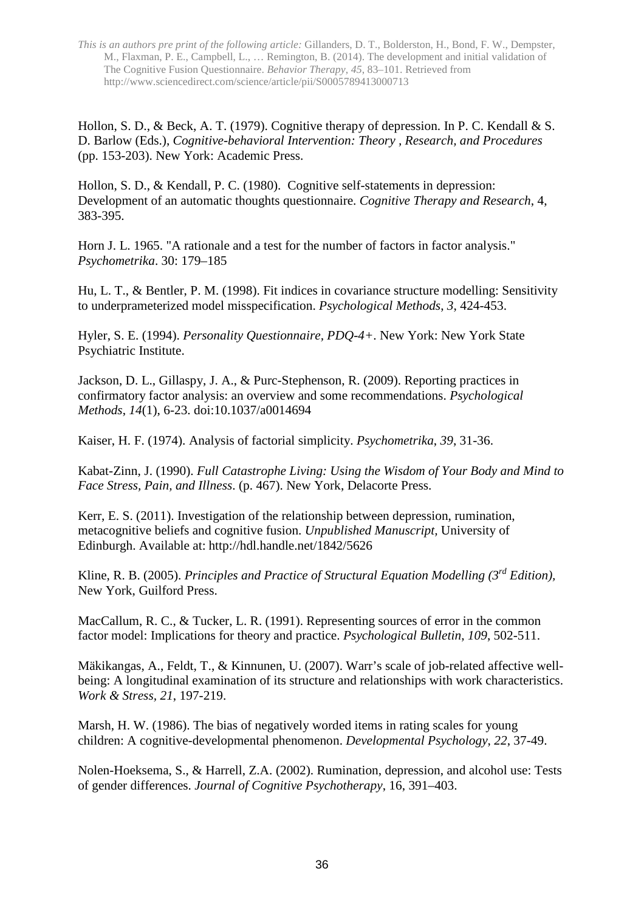Hollon, S. D., & Beck, A. T. (1979). Cognitive therapy of depression. In P. C. Kendall & S. D. Barlow (Eds.), *Cognitive-behavioral Intervention: Theory , Research, and Procedures* (pp. 153-203). New York: Academic Press.

Hollon, S. D., & Kendall, P. C. (1980). Cognitive self-statements in depression: Development of an automatic thoughts questionnaire. *Cognitive Therapy and Research*, 4, 383-395.

Horn J. L. 1965. "A rationale and a test for the number of factors in factor analysis." *Psychometrika*. 30: 179–185

Hu, L. T., & Bentler, P. M. (1998). Fit indices in covariance structure modelling: Sensitivity to underprameterized model misspecification. *Psychological Methods, 3*, 424-453.

Hyler, S. E. (1994). *Personality Questionnaire, PDQ-4+*. New York: New York State Psychiatric Institute.

Jackson, D. L., Gillaspy, J. A., & Purc-Stephenson, R. (2009). Reporting practices in confirmatory factor analysis: an overview and some recommendations. *Psychological Methods*, *14*(1), 6-23. doi:10.1037/a0014694

Kaiser, H. F. (1974). Analysis of factorial simplicity. *Psychometrika*, *39*, 31-36.

Kabat-Zinn, J. (1990). *Full Catastrophe Living: Using the Wisdom of Your Body and Mind to Face Stress, Pain, and Illness*. (p. 467). New York, Delacorte Press.

Kerr, E. S. (2011). Investigation of the relationship between depression, rumination, metacognitive beliefs and cognitive fusion. *Unpublished Manuscript*, University of Edinburgh. Available at: http://hdl.handle.net/1842/5626

Kline, R. B. (2005). *Principles and Practice of Structural Equation Modelling (3rd Edition)*, New York, Guilford Press.

MacCallum, R. C., & Tucker, L. R. (1991). Representing sources of error in the common factor model: Implications for theory and practice. *Psychological Bulletin*, *109*, 502-511.

Mäkikangas, A., Feldt, T., & Kinnunen, U. (2007). Warr's scale of job-related affective well-being: A longitudinal examination of its structure and relationships with work characteristics. *Work & Stress, 21*, 197-219.

Marsh, H. W. (1986). The bias of negatively worded items in rating scales for young children: A cognitive-developmental phenomenon. *Developmental Psychology*, *22*, 37-49.

Nolen-Hoeksema, S., & Harrell, Z.A. (2002). Rumination, depression, and alcohol use: Tests of gender differences. *Journal of Cognitive Psychotherapy*, 16, 391–403.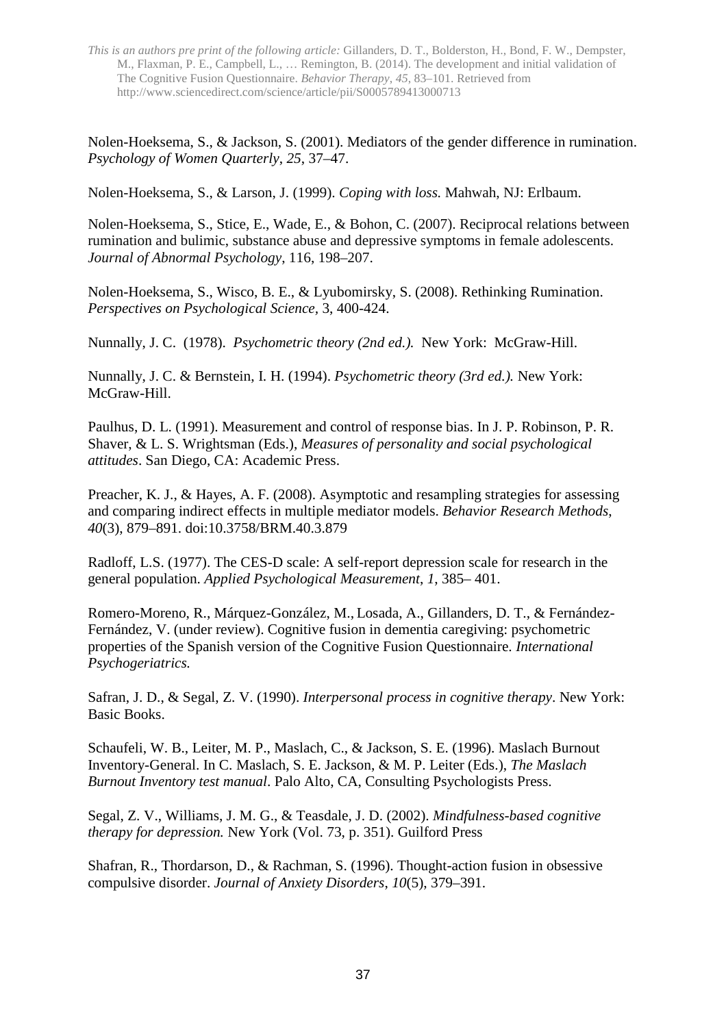Nolen-Hoeksema, S., & Jackson, S. (2001). Mediators of the gender difference in rumination. *Psychology of Women Quarterly*, *25*, 37–47.

Nolen-Hoeksema, S., & Larson, J. (1999). *Coping with loss.* Mahwah, NJ: Erlbaum.

Nolen-Hoeksema, S., Stice, E., Wade, E., & Bohon, C. (2007). Reciprocal relations between rumination and bulimic, substance abuse and depressive symptoms in female adolescents. *Journal of Abnormal Psychology*, 116, 198–207.

Nolen-Hoeksema, S., Wisco, B. E., & Lyubomirsky, S. (2008). Rethinking Rumination. *Perspectives on Psychological Science*, 3, 400-424.

Nunnally, J. C. (1978). *Psychometric theory (2nd ed.).* New York: McGraw-Hill.

Nunnally, J. C. & Bernstein, I. H. (1994). *Psychometric theory (3rd ed.).* New York: McGraw-Hill.

Paulhus, D. L. (1991). Measurement and control of response bias. In J. P. Robinson, P. R. Shaver, & L. S. Wrightsman (Eds.), *Measures of personality and social psychological attitudes*. San Diego, CA: Academic Press.

Preacher, K. J., & Hayes, A. F. (2008). Asymptotic and resampling strategies for assessing and comparing indirect effects in multiple mediator models. *Behavior Research Methods*, *40*(3), 879–891. doi:10.3758/BRM.40.3.879

Radloff, L.S. (1977). The CES-D scale: A self-report depression scale for research in the general population. *Applied Psychological Measurement*, *1*, 385– 401.

Romero-Moreno, R., Márquez-González, M., Losada, A., Gillanders, D. T., & Fernández-Fernández, V. (under review). Cognitive fusion in dementia caregiving: psychometric properties of the Spanish version of the Cognitive Fusion Questionnaire. *International Psychogeriatrics.*

Safran, J. D., & Segal, Z. V. (1990). *Interpersonal process in cognitive therapy*. New York: Basic Books.

Schaufeli, W. B., Leiter, M. P., Maslach, C., & Jackson, S. E. (1996). Maslach Burnout Inventory-General. In C. Maslach, S. E. Jackson, & M. P. Leiter (Eds.), *The Maslach Burnout Inventory test manual*. Palo Alto, CA, Consulting Psychologists Press.

Segal, Z. V., Williams, J. M. G., & Teasdale, J. D. (2002). *Mindfulness-based cognitive therapy for depression.* New York (Vol. 73, p. 351). Guilford Press

Shafran, R., Thordarson, D., & Rachman, S. (1996). Thought-action fusion in obsessive compulsive disorder. *Journal of Anxiety Disorders*, *10*(5), 379–391.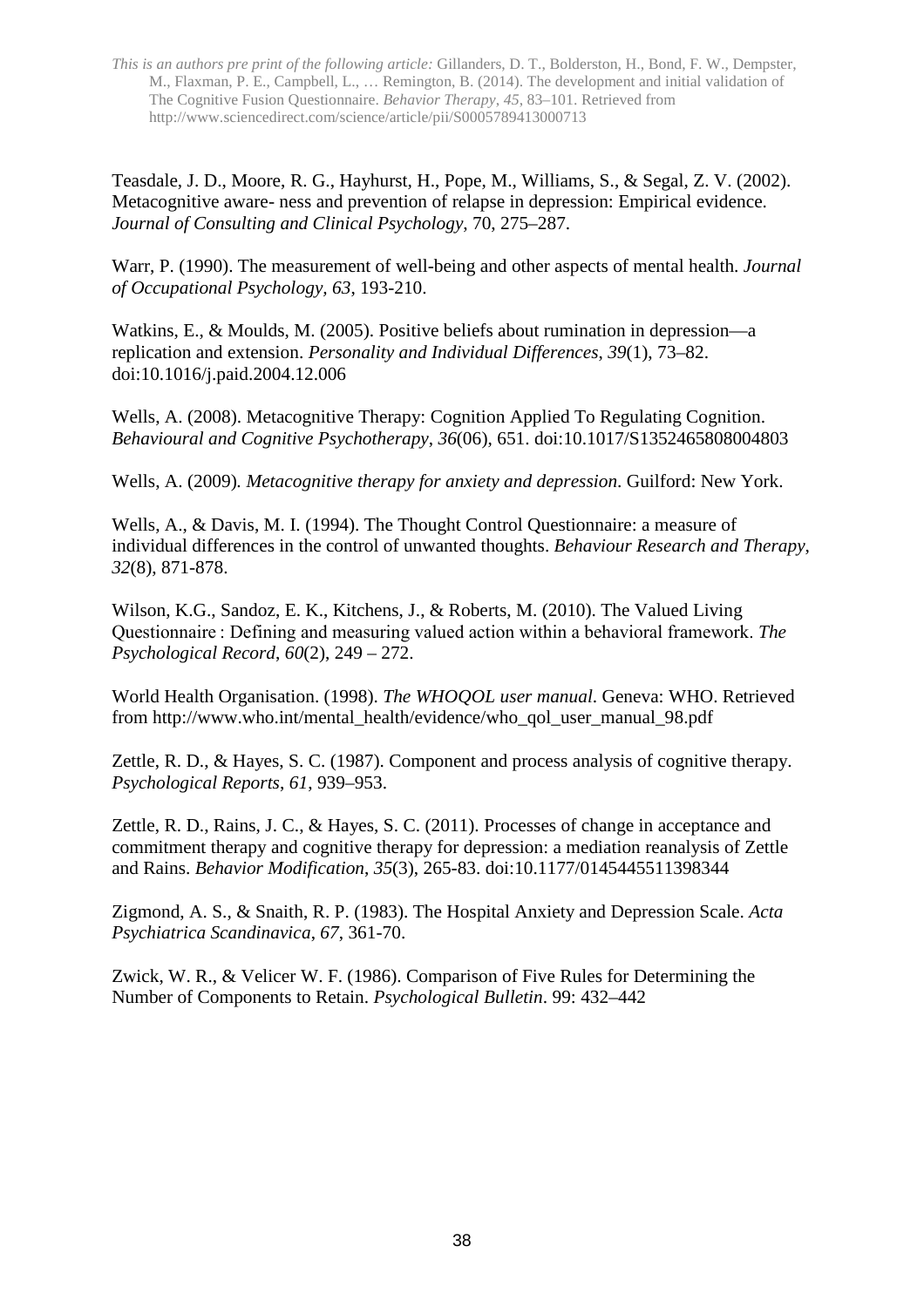Teasdale, J. D., Moore, R. G., Hayhurst, H., Pope, M., Williams, S., & Segal, Z. V. (2002). Metacognitive aware- ness and prevention of relapse in depression: Empirical evidence. *Journal of Consulting and Clinical Psychology*, 70, 275–287.

Warr, P. (1990). The measurement of well-being and other aspects of mental health. *Journal of Occupational Psychology, 63*, 193-210.

Watkins, E., & Moulds, M. (2005). Positive beliefs about rumination in depression—a replication and extension. *Personality and Individual Differences*, *39*(1), 73–82. doi:10.1016/j.paid.2004.12.006

Wells, A. (2008). Metacognitive Therapy: Cognition Applied To Regulating Cognition. *Behavioural and Cognitive Psychotherapy*, *36*(06), 651. doi:10.1017/S1352465808004803

Wells, A. (2009). *Metacognitive therapy for anxiety and depression*. Guilford: New York.

Wells, A., & Davis, M. I. (1994). The Thought Control Questionnaire: a measure of individual differences in the control of unwanted thoughts. *Behaviour Research and Therapy*, *32*(8), 871-878.

Wilson, K.G., Sandoz, E. K., Kitchens, J., & Roberts, M. (2010). The Valued Living Questionnaire : Defining and measuring valued action within a behavioral framework. *The Psychological Record*, *60*(2), 249 – 272.

World Health Organisation. (1998). *The WHOQOL user manual*. Geneva: WHO. Retrieved from http://www.who.int/mental_health/evidence/who_qol_user_manual_98.pdf

Zettle, R. D., & Hayes, S. C. (1987). Component and process analysis of cognitive therapy. *Psychological Reports*, *61*, 939–953.

Zettle, R. D., Rains, J. C., & Hayes, S. C. (2011). Processes of change in acceptance and commitment therapy and cognitive therapy for depression: a mediation reanalysis of Zettle and Rains. *Behavior Modification*, *35*(3), 265-83. doi:10.1177/0145445511398344

Zigmond, A. S., & Snaith, R. P. (1983). The Hospital Anxiety and Depression Scale. *Acta Psychiatrica Scandinavica*, *67*, 361-70.

Zwick, W. R., & Velicer W. F. (1986). Comparison of Five Rules for Determining the Number of Components to Retain. *Psychological Bulletin*. 99: 432–442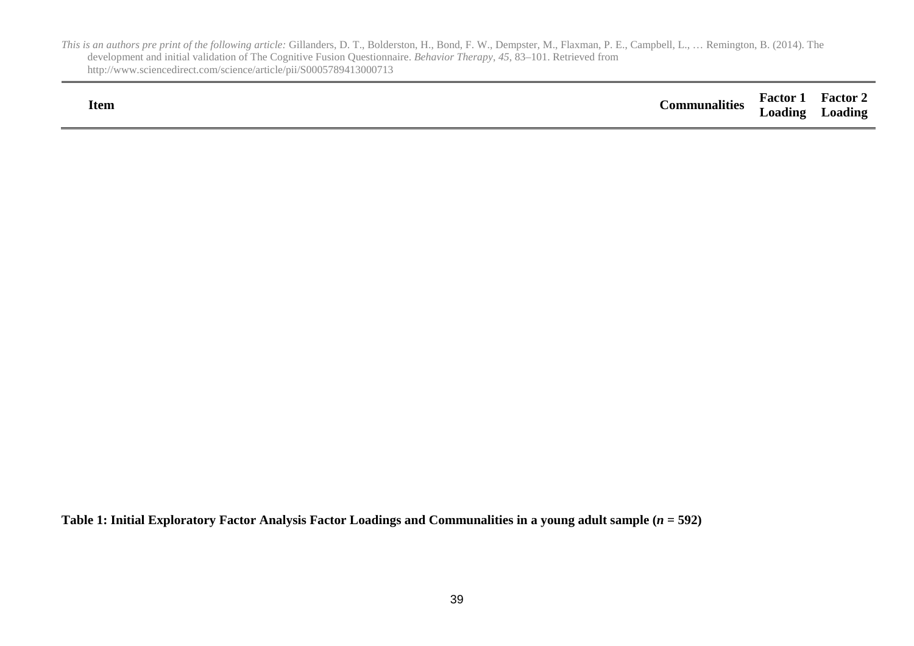| Item | Communalities | Factor 1 Loading | Factor 2 Loading |
| --- | --- | --- | --- |

**Table 1: Initial Exploratory Factor Analysis Factor Loadings and Communalities in a young adult sample (*n* = 592)**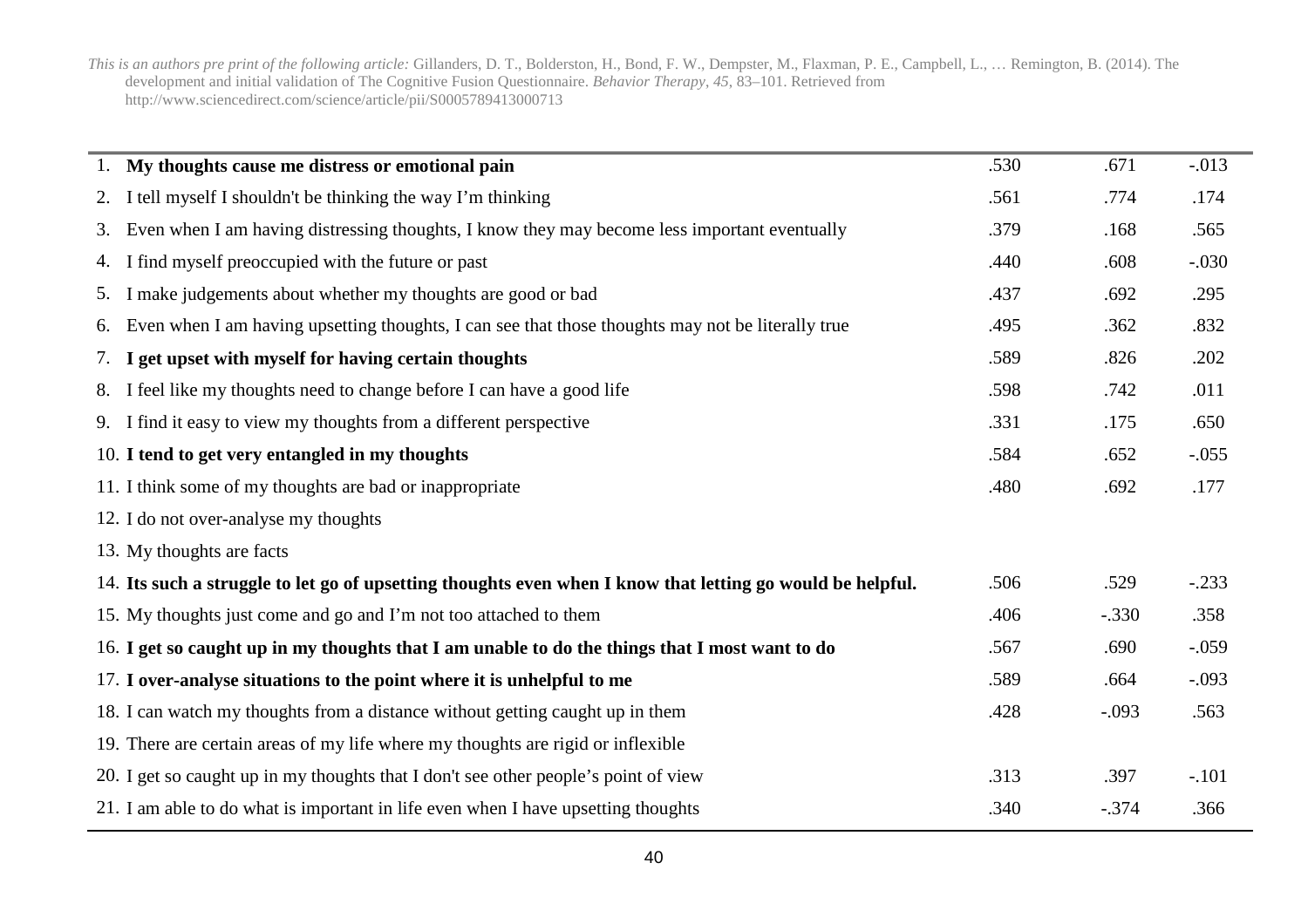| | | | |
|---|---|---|---|
| 1. **My thoughts cause me distress or emotional pain** | .530 | .671 | -.013 |
| 2. I tell myself I shouldn't be thinking the way I'm thinking | .561 | .774 | .174 |
| 3. Even when I am having distressing thoughts, I know they may become less important eventually | .379 | .168 | .565 |
| 4. I find myself preoccupied with the future or past | .440 | .608 | -.030 |
| 5. I make judgements about whether my thoughts are good or bad | .437 | .692 | .295 |
| 6. Even when I am having upsetting thoughts, I can see that those thoughts may not be literally true | .495 | .362 | .832 |
| 7. **I get upset with myself for having certain thoughts** | .589 | .826 | .202 |
| 8. I feel like my thoughts need to change before I can have a good life | .598 | .742 | .011 |
| 9. I find it easy to view my thoughts from a different perspective | .331 | .175 | .650 |
| 10. **I tend to get very entangled in my thoughts** | .584 | .652 | -.055 |
| 11. I think some of my thoughts are bad or inappropriate | .480 | .692 | .177 |
| 12. I do not over-analyse my thoughts | | | |
| 13. My thoughts are facts | | | |
| 14. **Its such a struggle to let go of upsetting thoughts even when I know that letting go would be helpful.** | .506 | .529 | -.233 |
| 15. My thoughts just come and go and I'm not too attached to them | .406 | -.330 | .358 |
| 16. **I get so caught up in my thoughts that I am unable to do the things that I most want to do** | .567 | .690 | -.059 |
| 17. **I over-analyse situations to the point where it is unhelpful to me** | .589 | .664 | -.093 |
| 18. I can watch my thoughts from a distance without getting caught up in them | .428 | -.093 | .563 |
| 19. There are certain areas of my life where my thoughts are rigid or inflexible | | | |
| 20. I get so caught up in my thoughts that I don't see other people's point of view | .313 | .397 | -.101 |
| 21. I am able to do what is important in life even when I have upsetting thoughts | .340 | -.374 | .366 |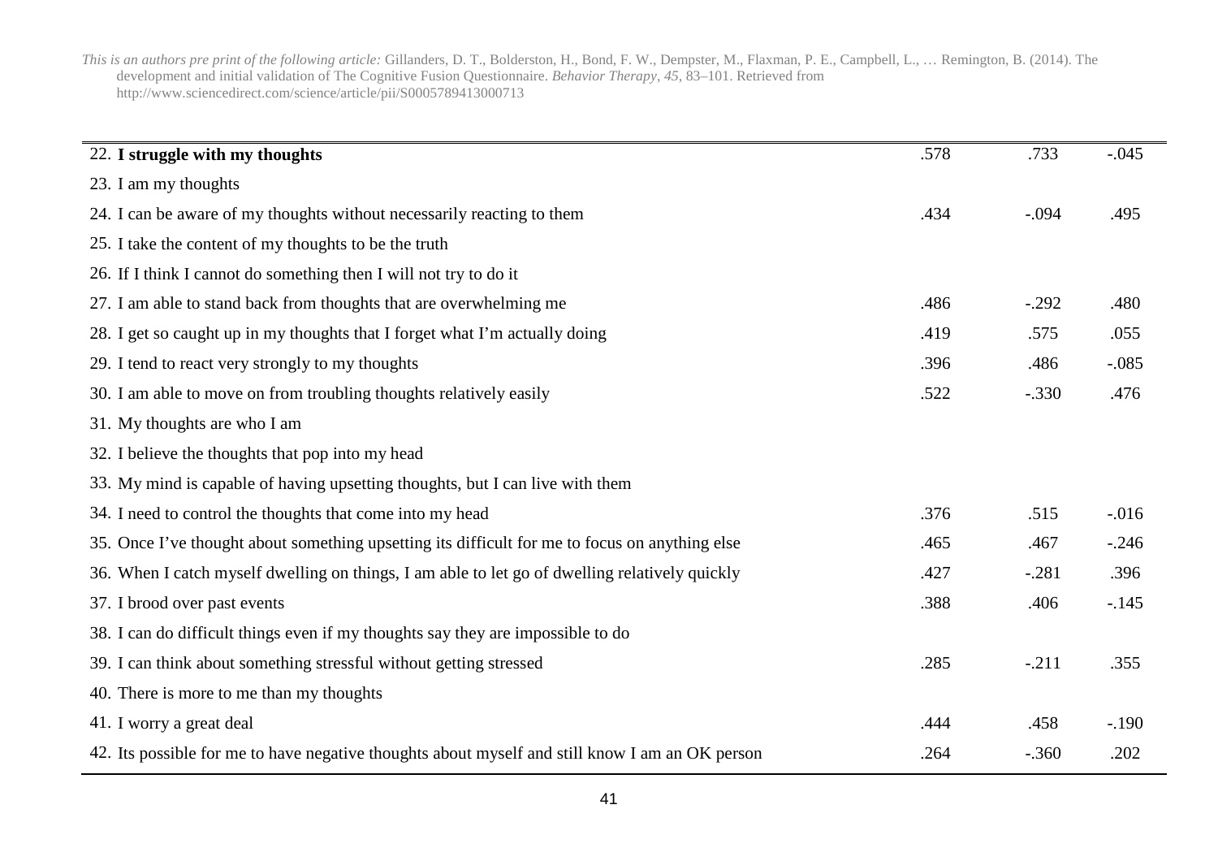| | | | |
|---|---|---|---|
| 22. **I struggle with my thoughts** | .578 | .733 | -.045 |
| 23. I am my thoughts | | | |
| 24. I can be aware of my thoughts without necessarily reacting to them | .434 | -.094 | .495 |
| 25. I take the content of my thoughts to be the truth | | | |
| 26. If I think I cannot do something then I will not try to do it | | | |
| 27. I am able to stand back from thoughts that are overwhelming me | .486 | -.292 | .480 |
| 28. I get so caught up in my thoughts that I forget what I'm actually doing | .419 | .575 | .055 |
| 29. I tend to react very strongly to my thoughts | .396 | .486 | -.085 |
| 30. I am able to move on from troubling thoughts relatively easily | .522 | -.330 | .476 |
| 31. My thoughts are who I am | | | |
| 32. I believe the thoughts that pop into my head | | | |
| 33. My mind is capable of having upsetting thoughts, but I can live with them | | | |
| 34. I need to control the thoughts that come into my head | .376 | .515 | -.016 |
| 35. Once I've thought about something upsetting its difficult for me to focus on anything else | .465 | .467 | -.246 |
| 36. When I catch myself dwelling on things, I am able to let go of dwelling relatively quickly | .427 | -.281 | .396 |
| 37. I brood over past events | .388 | .406 | -.145 |
| 38. I can do difficult things even if my thoughts say they are impossible to do | | | |
| 39. I can think about something stressful without getting stressed | .285 | -.211 | .355 |
| 40. There is more to me than my thoughts | | | |
| 41. I worry a great deal | .444 | .458 | -.190 |
| 42. Its possible for me to have negative thoughts about myself and still know I am an OK person | .264 | -.360 | .202 |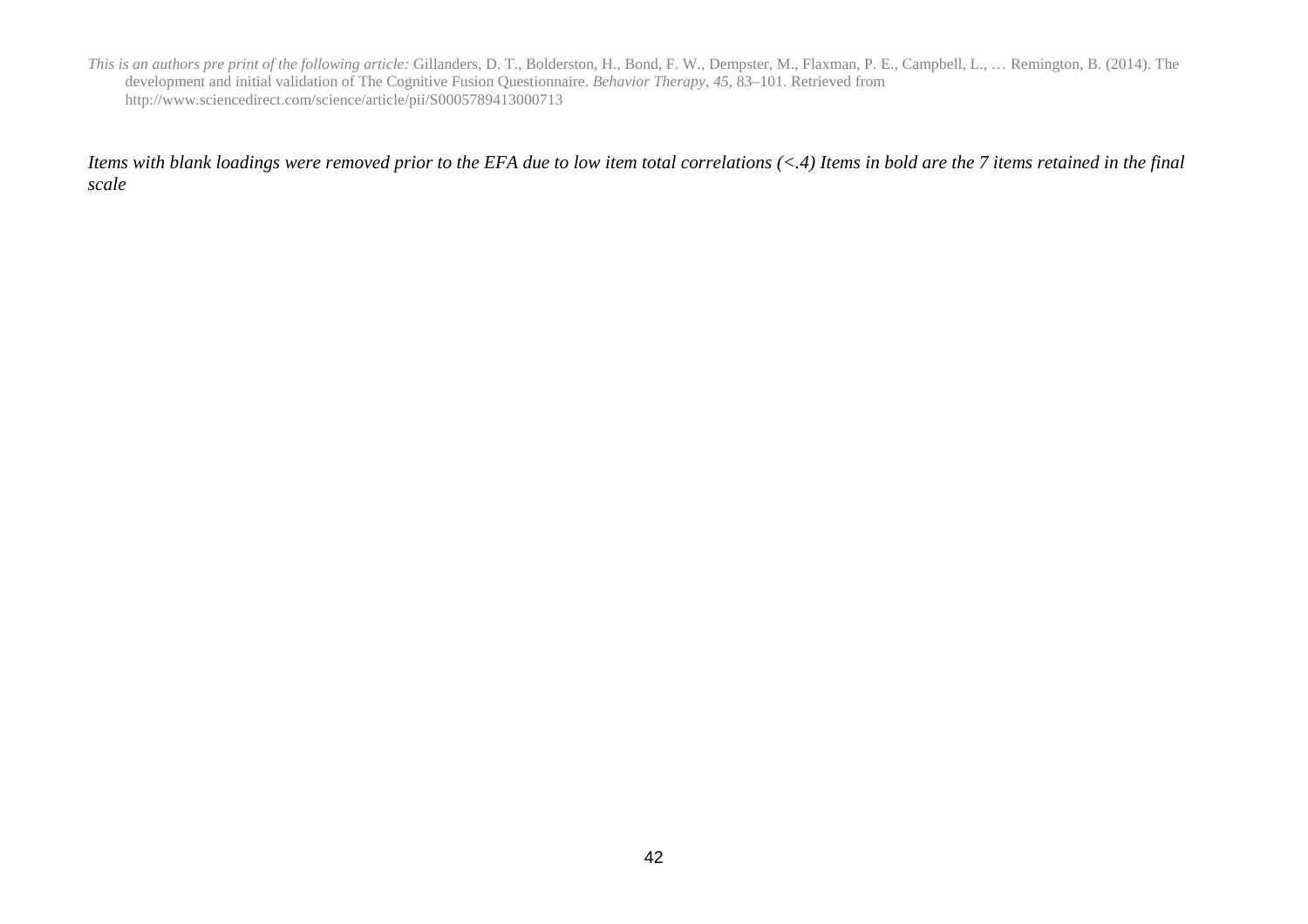*Items with blank loadings were removed prior to the EFA due to low item total correlations (<.4) Items in bold are the 7 items retained in the final scale*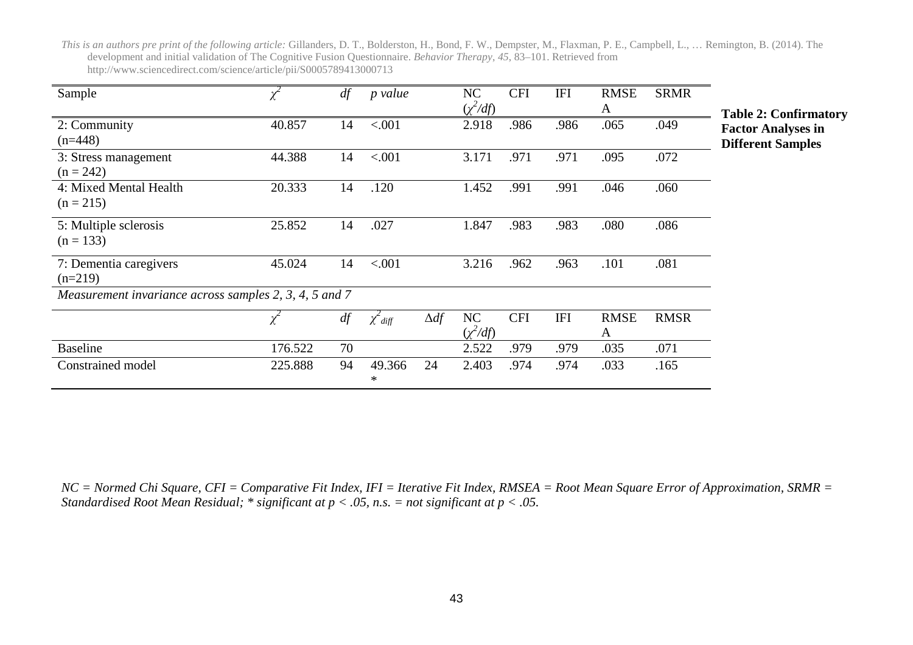*This is an authors pre print of the following article:* Gillanders, D. T., Bolderston, H., Bond, F. W., Dempster, M., Flaxman, P. E., Campbell, L., … Remington, B. (2014). The development and initial validation of The Cognitive Fusion Questionnaire. *Behavior Therapy*, *45*, 83–101. Retrieved from http://www.sciencedirect.com/science/article/pii/S0005789413000713

**Table 2: Confirmatory Factor Analyses in Different Samples**

| Sample | $\chi^2$ | *df* | *p value* | | NC ($\chi^2/df$) | CFI | IFI | RMSEA | SRMR |
|---|---|---|---|---|---|---|---|---|---|
| 2: Community (n=448) | 40.857 | 14 | <.001 | | 2.918 | .986 | .986 | .065 | .049 |
| 3: Stress management (n = 242) | 44.388 | 14 | <.001 | | 3.171 | .971 | .971 | .095 | .072 |
| 4: Mixed Mental Health (n = 215) | 20.333 | 14 | .120 | | 1.452 | .991 | .991 | .046 | .060 |
| 5: Multiple sclerosis (n = 133) | 25.852 | 14 | .027 | | 1.847 | .983 | .983 | .080 | .086 |
| 7: Dementia caregivers (n=219) | 45.024 | 14 | <.001 | | 3.216 | .962 | .963 | .101 | .081 |
| *Measurement invariance across samples 2, 3, 4, 5 and 7* | | | | | | | | | |
| | $\chi^2$ | *df* | $\chi^2_{diff}$ | $\Delta df$ | NC ($\chi^2/df$) | CFI | IFI | RMSEA | RMSR |
| Baseline | 176.522 | 70 | | | 2.522 | .979 | .979 | .035 | .071 |
| Constrained model | 225.888 | 94 | 49.366 * | 24 | 2.403 | .974 | .974 | .033 | .165 |

*NC = Normed Chi Square, CFI = Comparative Fit Index, IFI = Iterative Fit Index, RMSEA = Root Mean Square Error of Approximation, SRMR = Standardised Root Mean Residual; * significant at $p < .05$, n.s. = not significant at $p < .05$.*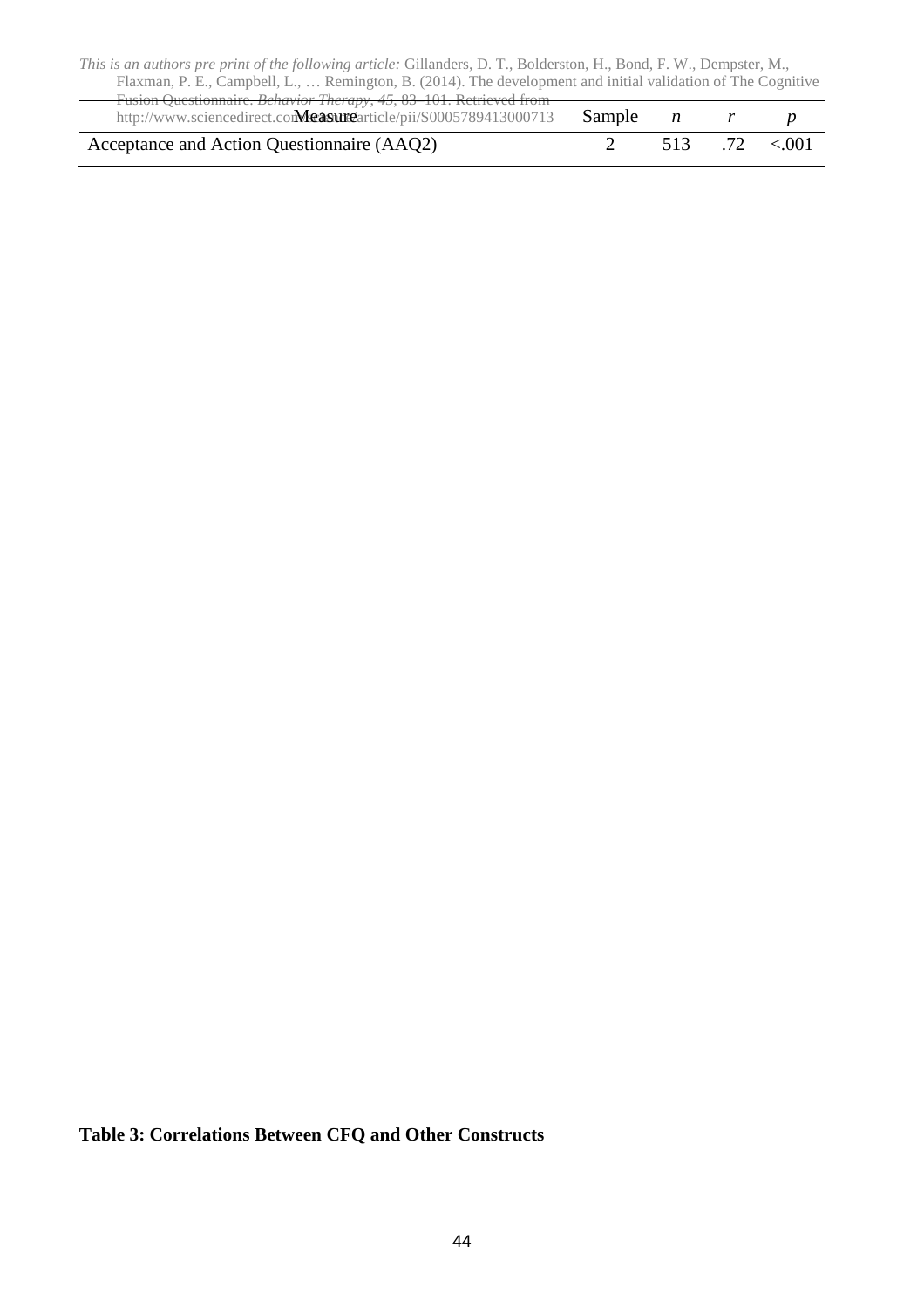| Measure | Sample | *n* | *r* | *p* |
|---|---|---|---|---|
| Acceptance and Action Questionnaire (AAQ2) | 2 | 513 | .72 | <.001 |

**Table 3: Correlations Between CFQ and Other Constructs**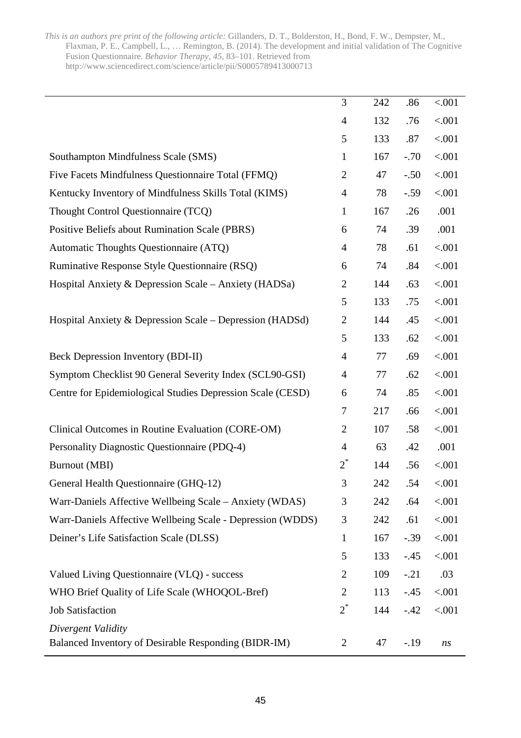| | | | | |
|---|---|---|---|---|
| | 3 | 242 | .86 | <.001 |
| | 4 | 132 | .76 | <.001 |
| | 5 | 133 | .87 | <.001 |
| Southampton Mindfulness Scale (SMS) | 1 | 167 | -.70 | <.001 |
| Five Facets Mindfulness Questionnaire Total (FFMQ) | 2 | 47 | -.50 | <.001 |
| Kentucky Inventory of Mindfulness Skills Total (KIMS) | 4 | 78 | -.59 | <.001 |
| Thought Control Questionnaire (TCQ) | 1 | 167 | .26 | .001 |
| Positive Beliefs about Rumination Scale (PBRS) | 6 | 74 | .39 | .001 |
| Automatic Thoughts Questionnaire (ATQ) | 4 | 78 | .61 | <.001 |
| Ruminative Response Style Questionnaire (RSQ) | 6 | 74 | .84 | <.001 |
| Hospital Anxiety & Depression Scale – Anxiety (HADSa) | 2 | 144 | .63 | <.001 |
| | 5 | 133 | .75 | <.001 |
| Hospital Anxiety & Depression Scale – Depression (HADSd) | 2 | 144 | .45 | <.001 |
| | 5 | 133 | .62 | <.001 |
| Beck Depression Inventory (BDI-II) | 4 | 77 | .69 | <.001 |
| Symptom Checklist 90 General Severity Index (SCL90-GSI) | 4 | 77 | .62 | <.001 |
| Centre for Epidemiological Studies Depression Scale (CESD) | 6 | 74 | .85 | <.001 |
| | 7 | 217 | .66 | <.001 |
| Clinical Outcomes in Routine Evaluation (CORE-OM) | 2 | 107 | .58 | <.001 |
| Personality Diagnostic Questionnaire (PDQ-4) | 4 | 63 | .42 | .001 |
| Burnout (MBI) | 2* | 144 | .56 | <.001 |
| General Health Questionnaire (GHQ-12) | 3 | 242 | .54 | <.001 |
| Warr-Daniels Affective Wellbeing Scale – Anxiety (WDAS) | 3 | 242 | .64 | <.001 |
| Warr-Daniels Affective Wellbeing Scale - Depression (WDDS) | 3 | 242 | .61 | <.001 |
| Deiner's Life Satisfaction Scale (DLSS) | 1 | 167 | -.39 | <.001 |
| | 5 | 133 | -.45 | <.001 |
| Valued Living Questionnaire (VLQ) - success | 2 | 109 | -.21 | .03 |
| WHO Brief Quality of Life Scale (WHOQOL-Bref) | 2 | 113 | -.45 | <.001 |
| Job Satisfaction | 2* | 144 | -.42 | <.001 |
| *Divergent Validity* | | | | |
| Balanced Inventory of Desirable Responding (BIDR-IM) | 2 | 47 | -.19 | *ns* |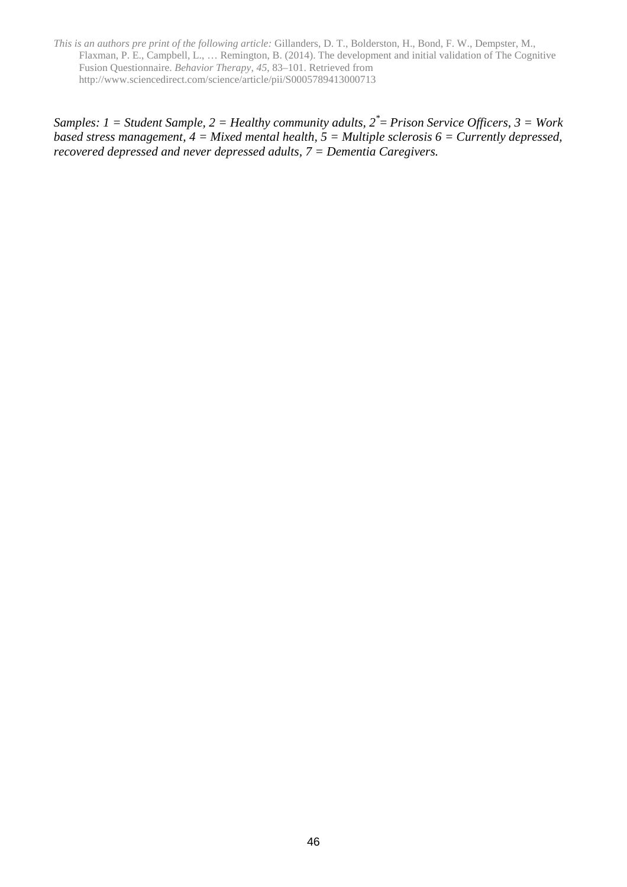*Samples: 1 = Student Sample, 2 = Healthy community adults, 2*= Prison Service Officers, 3 = Work based stress management, 4 = Mixed mental health, 5 = Multiple sclerosis 6 = Currently depressed, recovered depressed and never depressed adults, 7 = Dementia Caregivers.*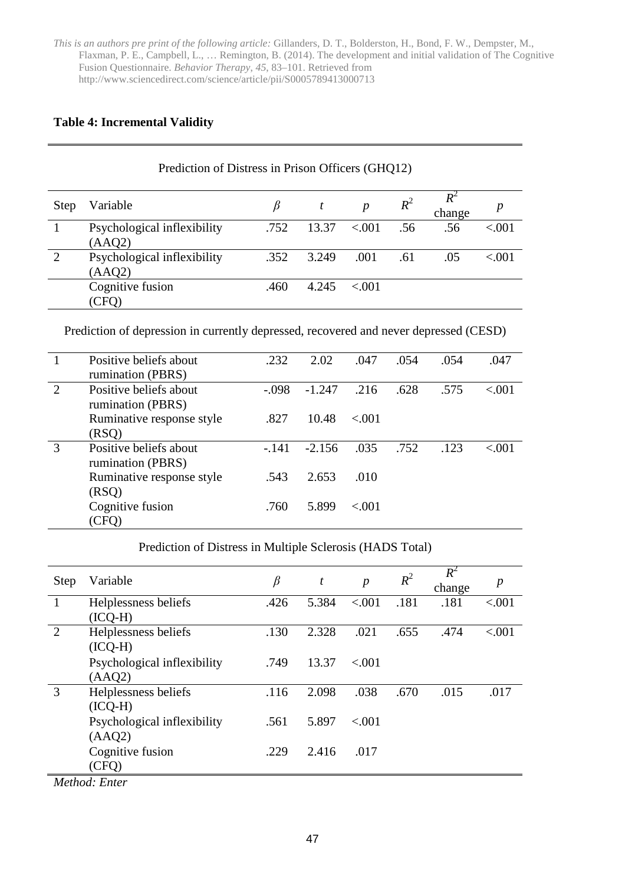*This is an authors pre print of the following article:* Gillanders, D. T., Bolderston, H., Bond, F. W., Dempster, M., Flaxman, P. E., Campbell, L., … Remington, B. (2014). The development and initial validation of The Cognitive Fusion Questionnaire. *Behavior Therapy*, *45*, 83–101. Retrieved from http://www.sciencedirect.com/science/article/pii/S0005789413000713

**Table 4: Incremental Validity**

Prediction of Distress in Prison Officers (GHQ12)

| Step | Variable | $\beta$ | $t$ | $p$ | $R^2$ | $R^2$ change | $p$ |
|---|---|---|---|---|---|---|---|
| 1 | Psychological inflexibility (AAQ2) | .752 | 13.37 | <.001 | .56 | .56 | <.001 |
| 2 | Psychological inflexibility (AAQ2) | .352 | 3.249 | .001 | .61 | .05 | <.001 |
| | Cognitive fusion (CFQ) | .460 | 4.245 | <.001 | | | |

Prediction of depression in currently depressed, recovered and never depressed (CESD)

| Step | Variable | $\beta$ | $t$ | $p$ | $R^2$ | $R^2$ change | $p$ |
|---|---|---|---|---|---|---|---|
| 1 | Positive beliefs about rumination (PBRS) | .232 | 2.02 | .047 | .054 | .054 | .047 |
| 2 | Positive beliefs about rumination (PBRS) | -.098 | -1.247 | .216 | .628 | .575 | <.001 |
| | Ruminative response style (RSQ) | .827 | 10.48 | <.001 | | | |
| 3 | Positive beliefs about rumination (PBRS) | -.141 | -2.156 | .035 | .752 | .123 | <.001 |
| | Ruminative response style (RSQ) | .543 | 2.653 | .010 | | | |
| | Cognitive fusion (CFQ) | .760 | 5.899 | <.001 | | | |

Prediction of Distress in Multiple Sclerosis (HADS Total)

| Step | Variable | $\beta$ | $t$ | $p$ | $R^2$ | $R^2$ change | $p$ |
|---|---|---|---|---|---|---|---|
| 1 | Helplessness beliefs (ICQ-H) | .426 | 5.384 | <.001 | .181 | .181 | <.001 |
| 2 | Helplessness beliefs (ICQ-H) | .130 | 2.328 | .021 | .655 | .474 | <.001 |
| | Psychological inflexibility (AAQ2) | .749 | 13.37 | <.001 | | | |
| 3 | Helplessness beliefs (ICQ-H) | .116 | 2.098 | .038 | .670 | .015 | .017 |
| | Psychological inflexibility (AAQ2) | .561 | 5.897 | <.001 | | | |
| | Cognitive fusion (CFQ) | .229 | 2.416 | .017 | | | |

*Method: Enter*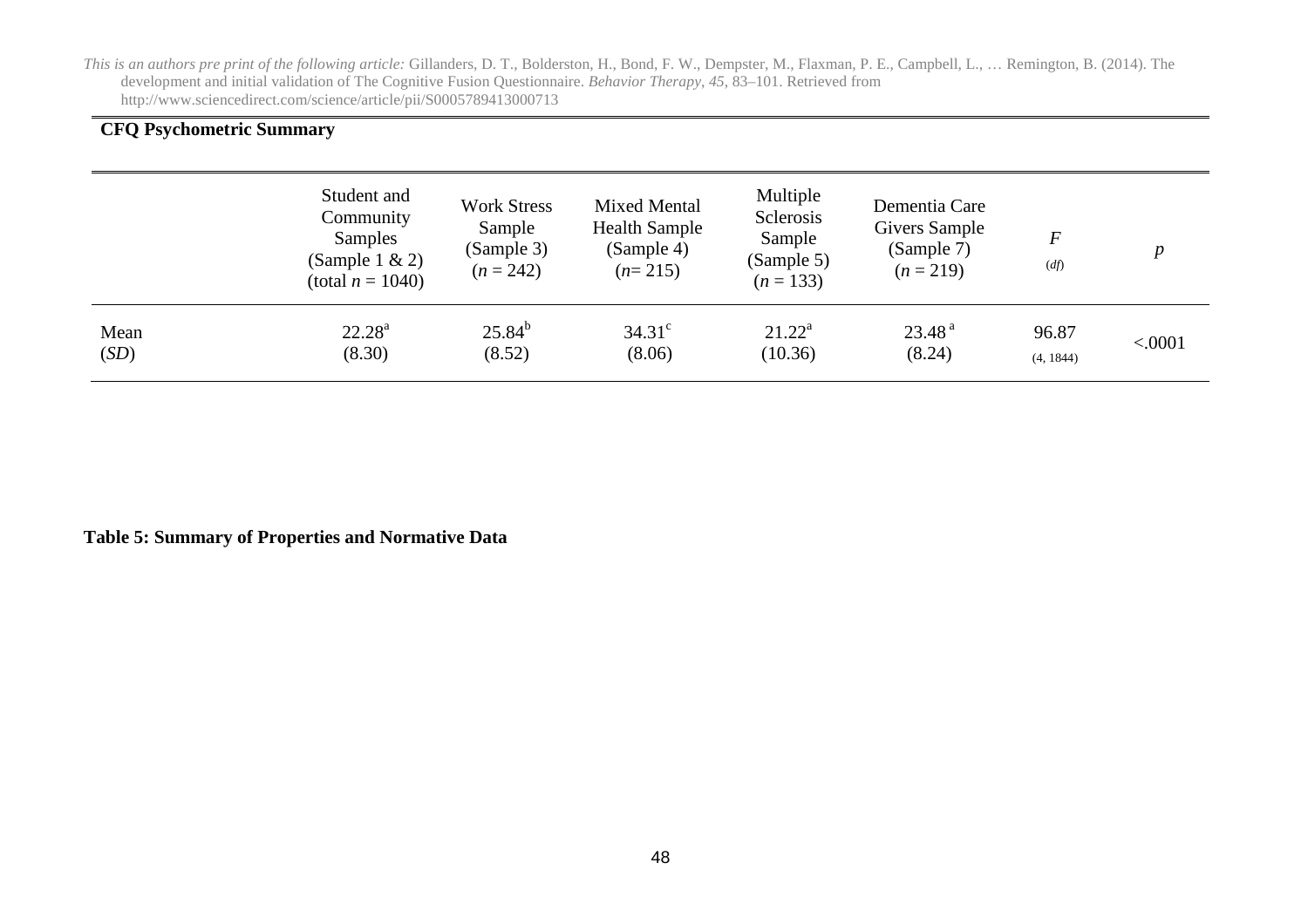**CFQ Psychometric Summary**

| | Student and Community Samples (Sample 1 & 2) (total *n* = 1040) | Work Stress Sample (Sample 3) (*n* = 242) | Mixed Mental Health Sample (Sample 4) (*n*= 215) | Multiple Sclerosis Sample (Sample 5) (*n* = 133) | Dementia Care Givers Sample (Sample 7) (*n* = 219) | *F* (*df*) | *p* |
|---|---|---|---|---|---|---|---|
| Mean (*SD*) | 22.28[a] (8.30) | 25.84[b] (8.52) | 34.31[c] (8.06) | 21.22[a] (10.36) | 23.48[a] (8.24) | 96.87 (4, 1844) | <.0001 |

**Table 5: Summary of Properties and Normative Data**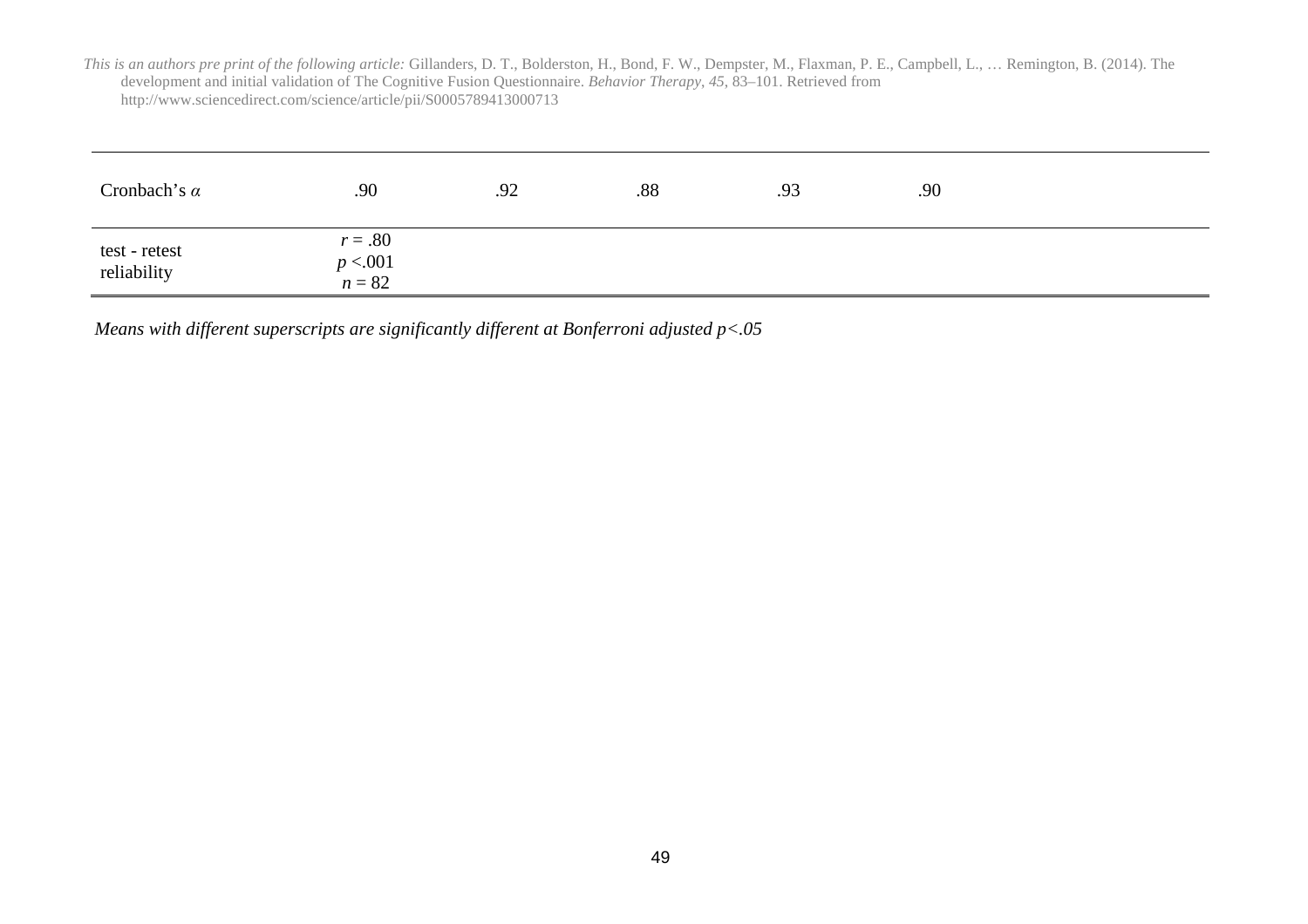| | | | | | | |
|---|---|---|---|---|---|---|
| Cronbach's $\alpha$ | .90 | .92 | .88 | .93 | .90 | |
| test - retest reliability | $r = .80$ $p < .001$ $n = 82$ | | | | | |

*Means with different superscripts are significantly different at Bonferroni adjusted $p<.05$*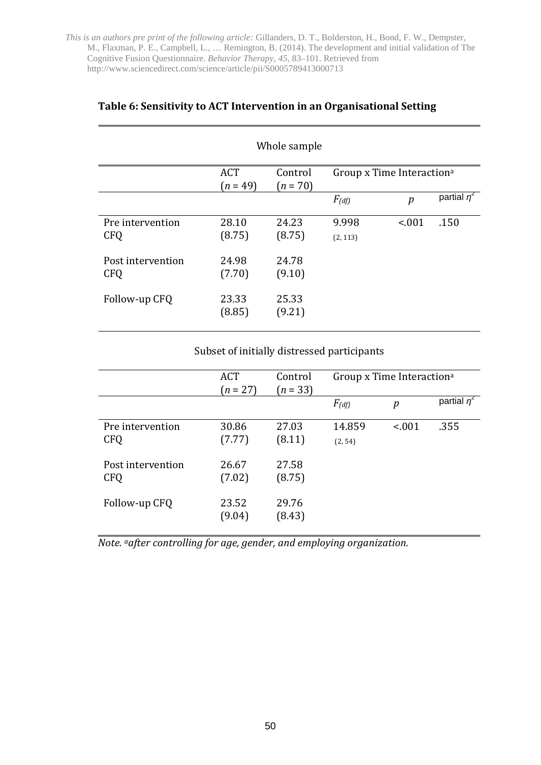*This is an authors pre print of the following article:* Gillanders, D. T., Bolderston, H., Bond, F. W., Dempster, M., Flaxman, P. E., Campbell, L., … Remington, B. (2014). The development and initial validation of The Cognitive Fusion Questionnaire. *Behavior Therapy*, *45*, 83–101. Retrieved from http://www.sciencedirect.com/science/article/pii/S0005789413000713

**Table 6: Sensitivity to ACT Intervention in an Organisational Setting**

Whole sample

| | ACT ($n$ = 49) | Control ($n$ = 70) | Group x Time Interaction[a] | | |
|---|---|---|---|---|---|
| | | | $F_{(df)}$ | $p$ | partial $\eta^2$ |
| Pre intervention CFQ | 28.10 (8.75) | 24.23 (8.75) | 9.998 (2, 113) | <.001 | .150 |
| Post intervention CFQ | 24.98 (7.70) | 24.78 (9.10) | | | |
| Follow-up CFQ | 23.33 (8.85) | 25.33 (9.21) | | | |

Subset of initially distressed participants

| | ACT ($n$ = 27) | Control ($n$ = 33) | Group x Time Interaction[a] | | |
|---|---|---|---|---|---|
| | | | $F_{(df)}$ | $p$ | partial $\eta^2$ |
| Pre intervention CFQ | 30.86 (7.77) | 27.03 (8.11) | 14.859 (2, 54) | <.001 | .355 |
| Post intervention CFQ | 26.67 (7.02) | 27.58 (8.75) | | | |
| Follow-up CFQ | 23.52 (9.04) | 29.76 (8.43) | | | |

*Note.* [a]*after controlling for age, gender, and employing organization.*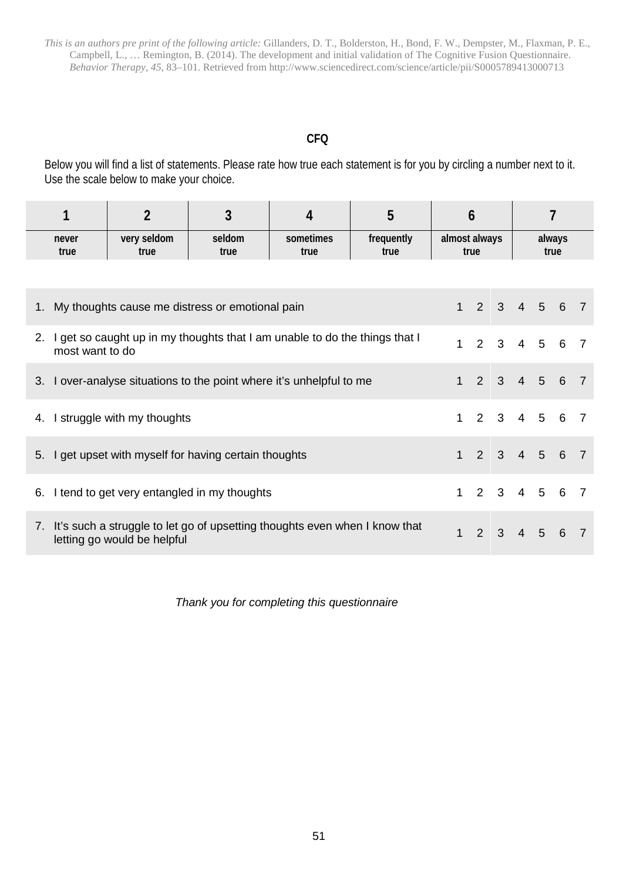*This is an authors pre print of the following article:* Gillanders, D. T., Bolderston, H., Bond, F. W., Dempster, M., Flaxman, P. E., Campbell, L., … Remington, B. (2014). The development and initial validation of The Cognitive Fusion Questionnaire. *Behavior Therapy*, *45*, 83–101. Retrieved from http://www.sciencedirect.com/science/article/pii/S0005789413000713

**CFQ**

Below you will find a list of statements. Please rate how true each statement is for you by circling a number next to it. Use the scale below to make your choice.

| 1 | 2 | 3 | 4 | 5 | 6 | 7 |
|---|---|---|---|---|---|---|
| never true | very seldom true | seldom true | sometimes true | frequently true | almost always true | always true |

| | | | | | | | |
|---|---|---|---|---|---|---|---|
| 1. My thoughts cause me distress or emotional pain | 1 | 2 | 3 | 4 | 5 | 6 | 7 |
| 2. I get so caught up in my thoughts that I am unable to do the things that I most want to do | 1 | 2 | 3 | 4 | 5 | 6 | 7 |
| 3. I over-analyse situations to the point where it's unhelpful to me | 1 | 2 | 3 | 4 | 5 | 6 | 7 |
| 4. I struggle with my thoughts | 1 | 2 | 3 | 4 | 5 | 6 | 7 |
| 5. I get upset with myself for having certain thoughts | 1 | 2 | 3 | 4 | 5 | 6 | 7 |
| 6. I tend to get very entangled in my thoughts | 1 | 2 | 3 | 4 | 5 | 6 | 7 |
| 7. It's such a struggle to let go of upsetting thoughts even when I know that letting go would be helpful | 1 | 2 | 3 | 4 | 5 | 6 | 7 |

*Thank you for completing this questionnaire*